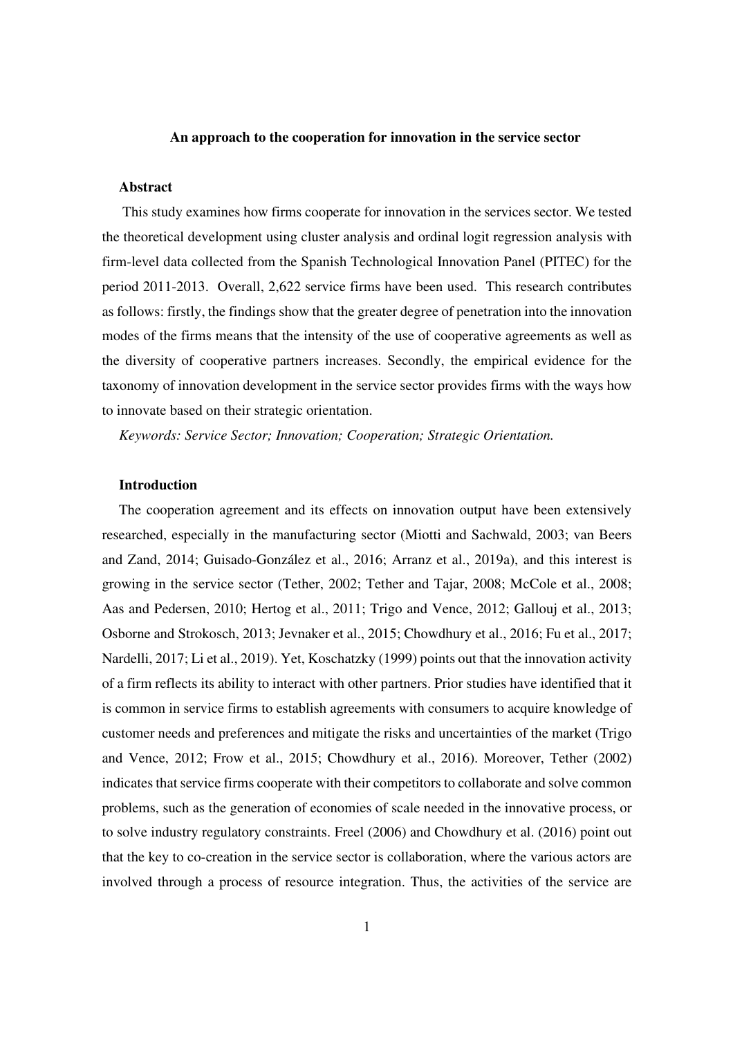# An approach to the cooperation for innovation in the service sector

## Abstract

This study examines how firms cooperate for innovation in the services sector. We tested the theoretical development using cluster analysis and ordinal logit regression analysis with firm-level data collected from the Spanish Technological Innovation Panel (PITEC) for the period 2011-2013. Overall, 2,622 service firms have been used. This research contributes as follows: firstly, the findings show that the greater degree of penetration into the innovation modes of the firms means that the intensity of the use of cooperative agreements as well as the diversity of cooperative partners increases. Secondly, the empirical evidence for the taxonomy of innovation development in the service sector provides firms with the ways how to innovate based on their strategic orientation.

*Keywords: Service Sector; Innovation; Cooperation; Strategic Orientation.*

## Introduction

The cooperation agreement and its effects on innovation output have been extensively researched, especially in the manufacturing sector (Miotti and Sachwald, 2003; van Beers and Zand, 2014; Guisado-González et al., 2016; Arranz et al., 2019a), and this interest is growing in the service sector (Tether, 2002; Tether and Tajar, 2008; McCole et al., 2008; Aas and Pedersen, 2010; Hertog et al., 2011; Trigo and Vence, 2012; Gallouj et al., 2013; Osborne and Strokosch, 2013; Jevnaker et al., 2015; Chowdhury et al., 2016; Fu et al., 2017; Nardelli, 2017; Li et al., 2019). Yet, Koschatzky (1999) points out that the innovation activity of a firm reflects its ability to interact with other partners. Prior studies have identified that it is common in service firms to establish agreements with consumers to acquire knowledge of customer needs and preferences and mitigate the risks and uncertainties of the market (Trigo and Vence, 2012; Frow et al., 2015; Chowdhury et al., 2016). Moreover, Tether (2002) indicates that service firms cooperate with their competitors to collaborate and solve common problems, such as the generation of economies of scale needed in the innovative process, or to solve industry regulatory constraints. Freel (2006) and Chowdhury et al. (2016) point out that the key to co-creation in the service sector is collaboration, where the various actors are involved through a process of resource integration. Thus, the activities of the service are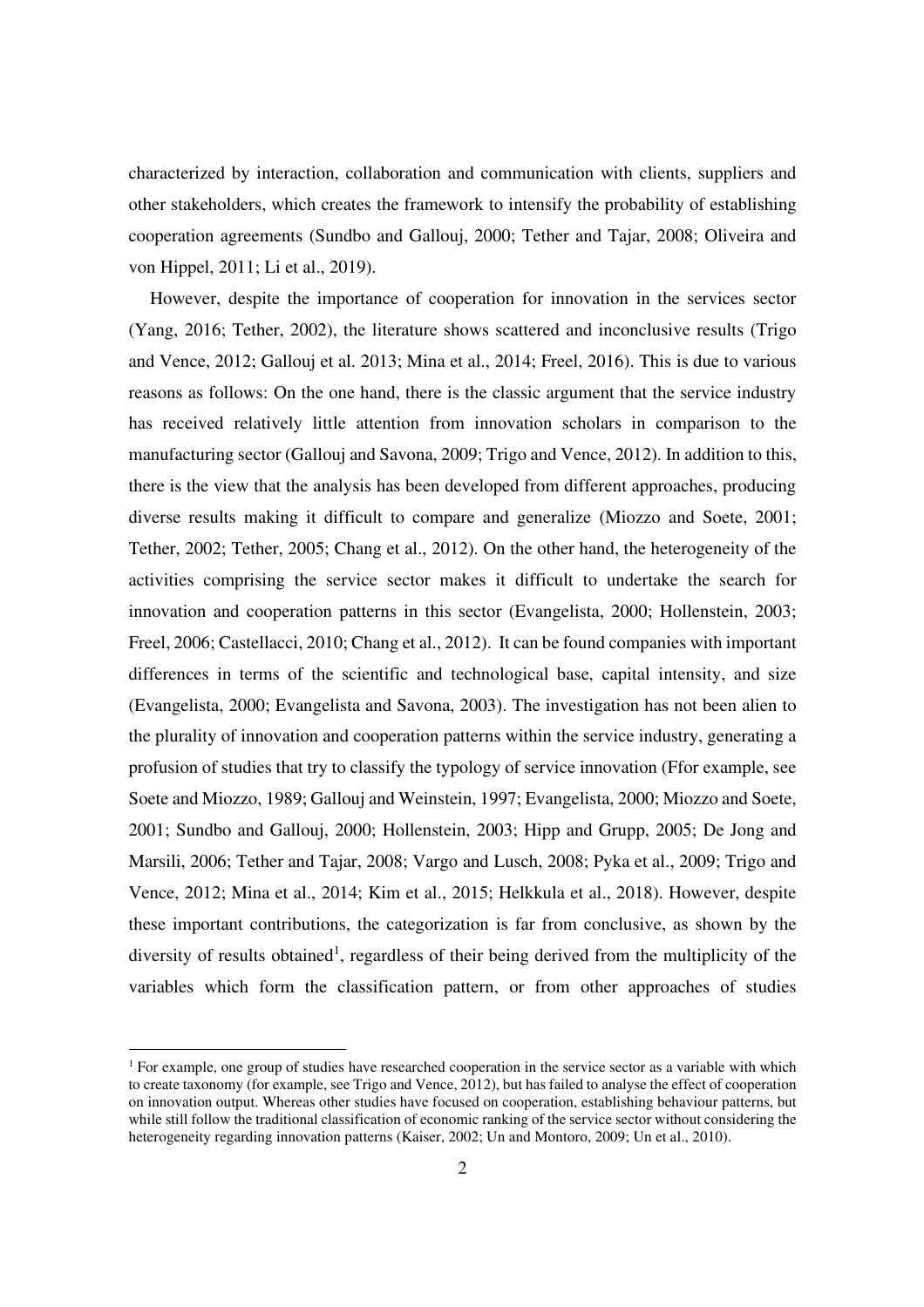characterized by interaction, collaboration and communication with clients, suppliers and other stakeholders, which creates the framework to intensify the probability of establishing cooperation agreements (Sundbo and Gallouj, 2000; Tether and Tajar, 2008; Oliveira and von Hippel, 2011; Li et al., 2019).

However, despite the importance of cooperation for innovation in the services sector (Yang, 2016; Tether, 2002), the literature shows scattered and inconclusive results (Trigo and Vence, 2012; Gallouj et al. 2013; Mina et al., 2014; Freel, 2016). This is due to various reasons as follows: On the one hand, there is the classic argument that the service industry has received relatively little attention from innovation scholars in comparison to the manufacturing sector (Gallouj and Savona, 2009; Trigo and Vence, 2012). In addition to this, there is the view that the analysis has been developed from different approaches, producing diverse results making it difficult to compare and generalize (Miozzo and Soete, 2001; Tether, 2002; Tether, 2005; Chang et al., 2012). On the other hand, the heterogeneity of the activities comprising the service sector makes it difficult to undertake the search for innovation and cooperation patterns in this sector (Evangelista, 2000; Hollenstein, 2003; Freel, 2006; Castellacci, 2010; Chang et al., 2012). It can be found companies with important differences in terms of the scientific and technological base, capital intensity, and size (Evangelista, 2000; Evangelista and Savona, 2003). The investigation has not been alien to the plurality of innovation and cooperation patterns within the service industry, generating a profusion of studies that try to classify the typology of service innovation (Ffor example, see Soete and Miozzo, 1989; Gallouj and Weinstein, 1997; Evangelista, 2000; Miozzo and Soete, 2001; Sundbo and Gallouj, 2000; Hollenstein, 2003; Hipp and Grupp, 2005; De Jong and Marsili, 2006; Tether and Tajar, 2008; Vargo and Lusch, 2008; Pyka et al., 2009; Trigo and Vence, 2012; Mina et al., 2014; Kim et al., 2015; Helkkula et al., 2018). However, despite these important contributions, the categorization is far from conclusive, as shown by the diversity of results obtained[1], regardless of their being derived from the multiplicity of the variables which form the classification pattern, or from other approaches of studies

[1] For example, one group of studies have researched cooperation in the service sector as a variable with which to create taxonomy (for example, see Trigo and Vence, 2012), but has failed to analyse the effect of cooperation on innovation output. Whereas other studies have focused on cooperation, establishing behaviour patterns, but while still follow the traditional classification of economic ranking of the service sector without considering the heterogeneity regarding innovation patterns (Kaiser, 2002; Un and Montoro, 2009; Un et al., 2010).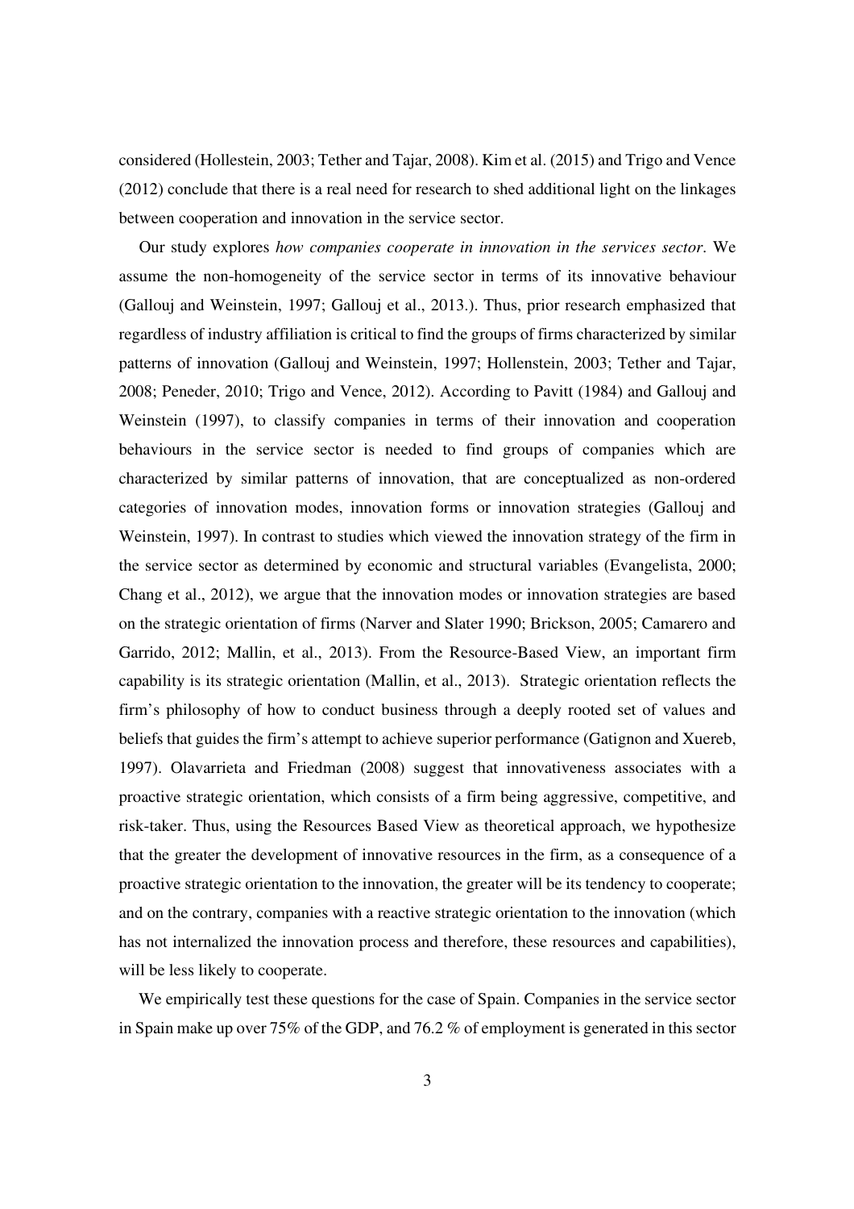considered (Hollestein, 2003; Tether and Tajar, 2008). Kim et al. (2015) and Trigo and Vence (2012) conclude that there is a real need for research to shed additional light on the linkages between cooperation and innovation in the service sector.

Our study explores *how companies cooperate in innovation in the services sector*. We assume the non-homogeneity of the service sector in terms of its innovative behaviour (Gallouj and Weinstein, 1997; Gallouj et al., 2013.). Thus, prior research emphasized that regardless of industry affiliation is critical to find the groups of firms characterized by similar patterns of innovation (Gallouj and Weinstein, 1997; Hollenstein, 2003; Tether and Tajar, 2008; Peneder, 2010; Trigo and Vence, 2012). According to Pavitt (1984) and Gallouj and Weinstein (1997), to classify companies in terms of their innovation and cooperation behaviours in the service sector is needed to find groups of companies which are characterized by similar patterns of innovation, that are conceptualized as non-ordered categories of innovation modes, innovation forms or innovation strategies (Gallouj and Weinstein, 1997). In contrast to studies which viewed the innovation strategy of the firm in the service sector as determined by economic and structural variables (Evangelista, 2000; Chang et al., 2012), we argue that the innovation modes or innovation strategies are based on the strategic orientation of firms (Narver and Slater 1990; Brickson, 2005; Camarero and Garrido, 2012; Mallin, et al., 2013). From the Resource-Based View, an important firm capability is its strategic orientation (Mallin, et al., 2013). Strategic orientation reflects the firm's philosophy of how to conduct business through a deeply rooted set of values and beliefs that guides the firm's attempt to achieve superior performance (Gatignon and Xuereb, 1997). Olavarrieta and Friedman (2008) suggest that innovativeness associates with a proactive strategic orientation, which consists of a firm being aggressive, competitive, and risk-taker. Thus, using the Resources Based View as theoretical approach, we hypothesize that the greater the development of innovative resources in the firm, as a consequence of a proactive strategic orientation to the innovation, the greater will be its tendency to cooperate; and on the contrary, companies with a reactive strategic orientation to the innovation (which has not internalized the innovation process and therefore, these resources and capabilities), will be less likely to cooperate.

We empirically test these questions for the case of Spain. Companies in the service sector in Spain make up over 75% of the GDP, and 76.2 % of employment is generated in this sector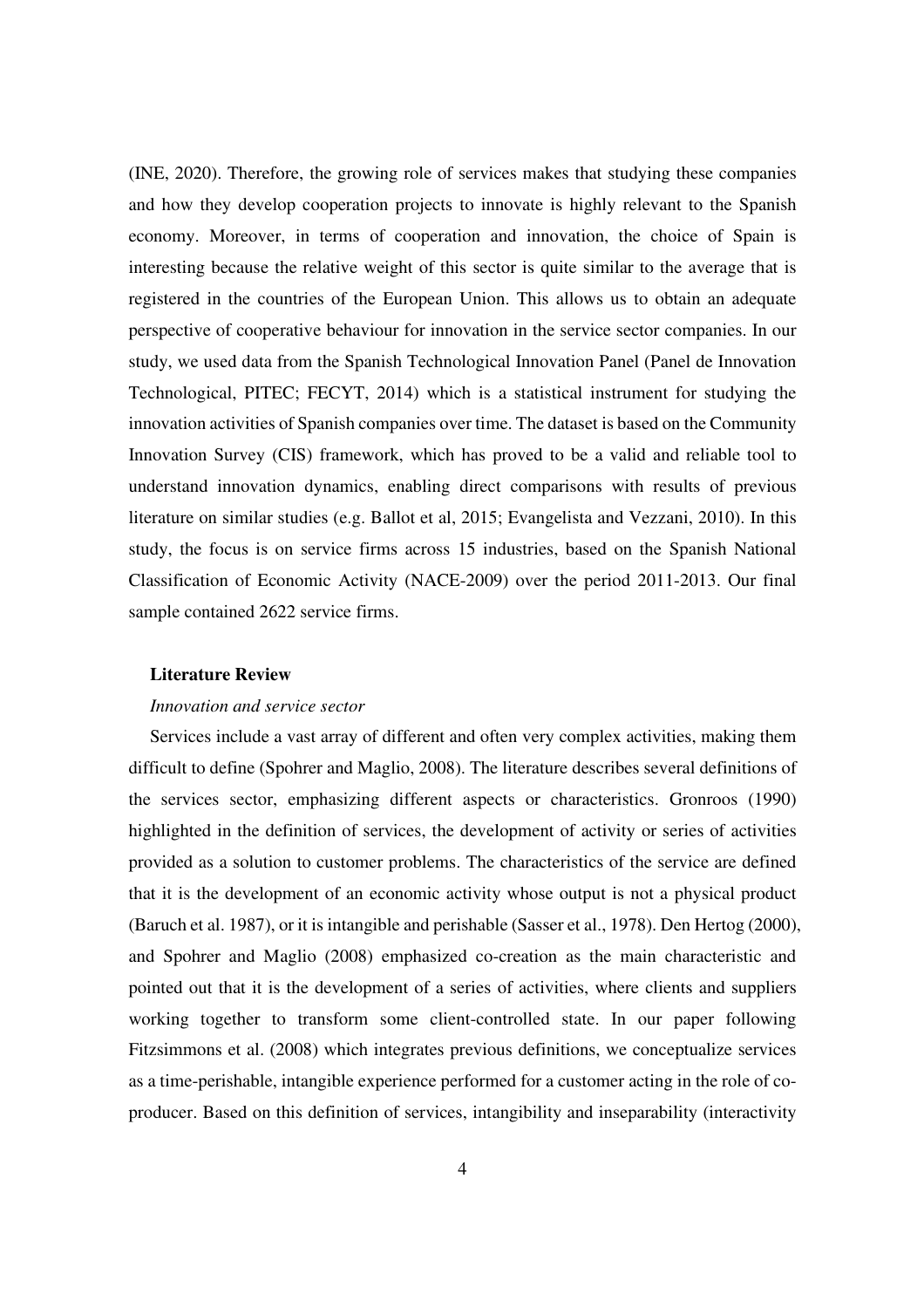(INE, 2020). Therefore, the growing role of services makes that studying these companies and how they develop cooperation projects to innovate is highly relevant to the Spanish economy. Moreover, in terms of cooperation and innovation, the choice of Spain is interesting because the relative weight of this sector is quite similar to the average that is registered in the countries of the European Union. This allows us to obtain an adequate perspective of cooperative behaviour for innovation in the service sector companies. In our study, we used data from the Spanish Technological Innovation Panel (Panel de Innovation Technological, PITEC; FECYT, 2014) which is a statistical instrument for studying the innovation activities of Spanish companies over time. The dataset is based on the Community Innovation Survey (CIS) framework, which has proved to be a valid and reliable tool to understand innovation dynamics, enabling direct comparisons with results of previous literature on similar studies (e.g. Ballot et al, 2015; Evangelista and Vezzani, 2010). In this study, the focus is on service firms across 15 industries, based on the Spanish National Classification of Economic Activity (NACE-2009) over the period 2011-2013. Our final sample contained 2622 service firms.

## Literature Review

### *Innovation and service sector*

Services include a vast array of different and often very complex activities, making them difficult to define (Spohrer and Maglio, 2008). The literature describes several definitions of the services sector, emphasizing different aspects or characteristics. Gronroos (1990) highlighted in the definition of services, the development of activity or series of activities provided as a solution to customer problems. The characteristics of the service are defined that it is the development of an economic activity whose output is not a physical product (Baruch et al. 1987), or it is intangible and perishable (Sasser et al., 1978). Den Hertog (2000), and Spohrer and Maglio (2008) emphasized co-creation as the main characteristic and pointed out that it is the development of a series of activities, where clients and suppliers working together to transform some client-controlled state. In our paper following Fitzsimmons et al. (2008) which integrates previous definitions, we conceptualize services as a time-perishable, intangible experience performed for a customer acting in the role of co-producer. Based on this definition of services, intangibility and inseparability (interactivity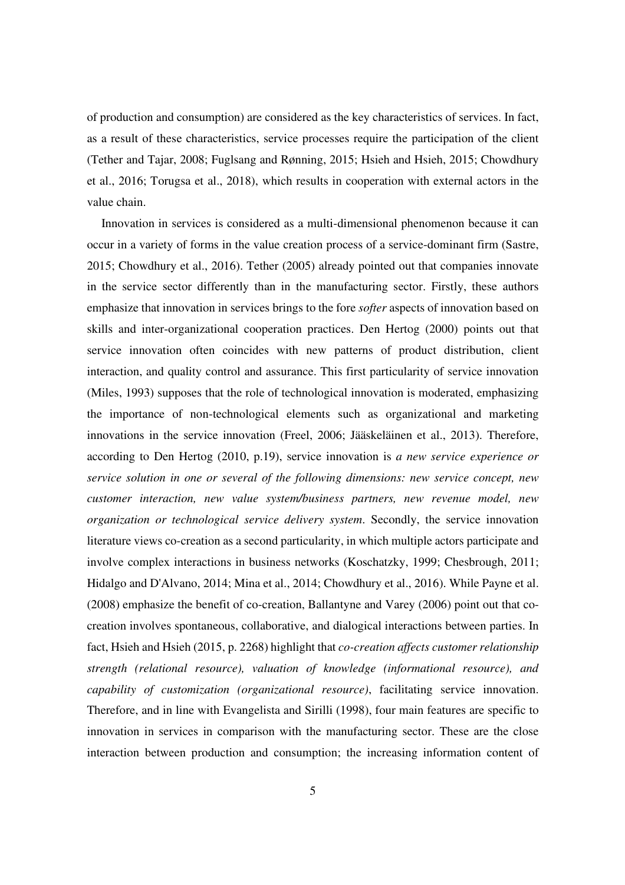of production and consumption) are considered as the key characteristics of services. In fact, as a result of these characteristics, service processes require the participation of the client (Tether and Tajar, 2008; Fuglsang and Rønning, 2015; Hsieh and Hsieh, 2015; Chowdhury et al., 2016; Torugsa et al., 2018), which results in cooperation with external actors in the value chain.

Innovation in services is considered as a multi-dimensional phenomenon because it can occur in a variety of forms in the value creation process of a service-dominant firm (Sastre, 2015; Chowdhury et al., 2016). Tether (2005) already pointed out that companies innovate in the service sector differently than in the manufacturing sector. Firstly, these authors emphasize that innovation in services brings to the fore *softer* aspects of innovation based on skills and inter-organizational cooperation practices. Den Hertog (2000) points out that service innovation often coincides with new patterns of product distribution, client interaction, and quality control and assurance. This first particularity of service innovation (Miles, 1993) supposes that the role of technological innovation is moderated, emphasizing the importance of non-technological elements such as organizational and marketing innovations in the service innovation (Freel, 2006; Jääskeläinen et al., 2013). Therefore, according to Den Hertog (2010, p.19), service innovation is *a new service experience or service solution in one or several of the following dimensions: new service concept, new customer interaction, new value system/business partners, new revenue model, new organization or technological service delivery system*. Secondly, the service innovation literature views co-creation as a second particularity, in which multiple actors participate and involve complex interactions in business networks (Koschatzky, 1999; Chesbrough, 2011; Hidalgo and D'Alvano, 2014; Mina et al., 2014; Chowdhury et al., 2016). While Payne et al. (2008) emphasize the benefit of co-creation, Ballantyne and Varey (2006) point out that co-creation involves spontaneous, collaborative, and dialogical interactions between parties. In fact, Hsieh and Hsieh (2015, p. 2268) highlight that *co-creation affects customer relationship strength (relational resource), valuation of knowledge (informational resource), and capability of customization (organizational resource)*, facilitating service innovation. Therefore, and in line with Evangelista and Sirilli (1998), four main features are specific to innovation in services in comparison with the manufacturing sector. These are the close interaction between production and consumption; the increasing information content of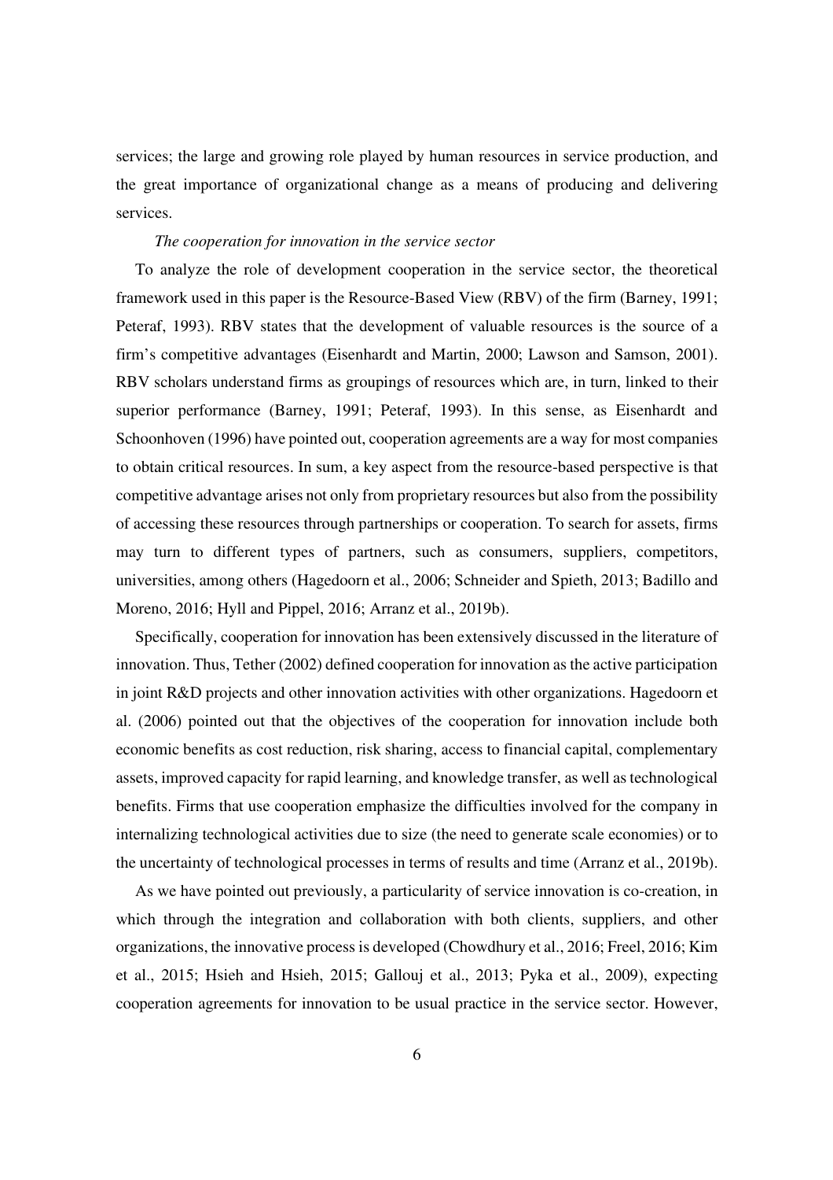services; the large and growing role played by human resources in service production, and the great importance of organizational change as a means of producing and delivering services.

### *The cooperation for innovation in the service sector*

To analyze the role of development cooperation in the service sector, the theoretical framework used in this paper is the Resource-Based View (RBV) of the firm (Barney, 1991; Peteraf, 1993). RBV states that the development of valuable resources is the source of a firm's competitive advantages (Eisenhardt and Martin, 2000; Lawson and Samson, 2001). RBV scholars understand firms as groupings of resources which are, in turn, linked to their superior performance (Barney, 1991; Peteraf, 1993). In this sense, as Eisenhardt and Schoonhoven (1996) have pointed out, cooperation agreements are a way for most companies to obtain critical resources. In sum, a key aspect from the resource-based perspective is that competitive advantage arises not only from proprietary resources but also from the possibility of accessing these resources through partnerships or cooperation. To search for assets, firms may turn to different types of partners, such as consumers, suppliers, competitors, universities, among others (Hagedoorn et al., 2006; Schneider and Spieth, 2013; Badillo and Moreno, 2016; Hyll and Pippel, 2016; Arranz et al., 2019b).

Specifically, cooperation for innovation has been extensively discussed in the literature of innovation. Thus, Tether (2002) defined cooperation for innovation as the active participation in joint R&D projects and other innovation activities with other organizations. Hagedoorn et al. (2006) pointed out that the objectives of the cooperation for innovation include both economic benefits as cost reduction, risk sharing, access to financial capital, complementary assets, improved capacity for rapid learning, and knowledge transfer, as well as technological benefits. Firms that use cooperation emphasize the difficulties involved for the company in internalizing technological activities due to size (the need to generate scale economies) or to the uncertainty of technological processes in terms of results and time (Arranz et al., 2019b).

As we have pointed out previously, a particularity of service innovation is co-creation, in which through the integration and collaboration with both clients, suppliers, and other organizations, the innovative process is developed (Chowdhury et al., 2016; Freel, 2016; Kim et al., 2015; Hsieh and Hsieh, 2015; Gallouj et al., 2013; Pyka et al., 2009), expecting cooperation agreements for innovation to be usual practice in the service sector. However,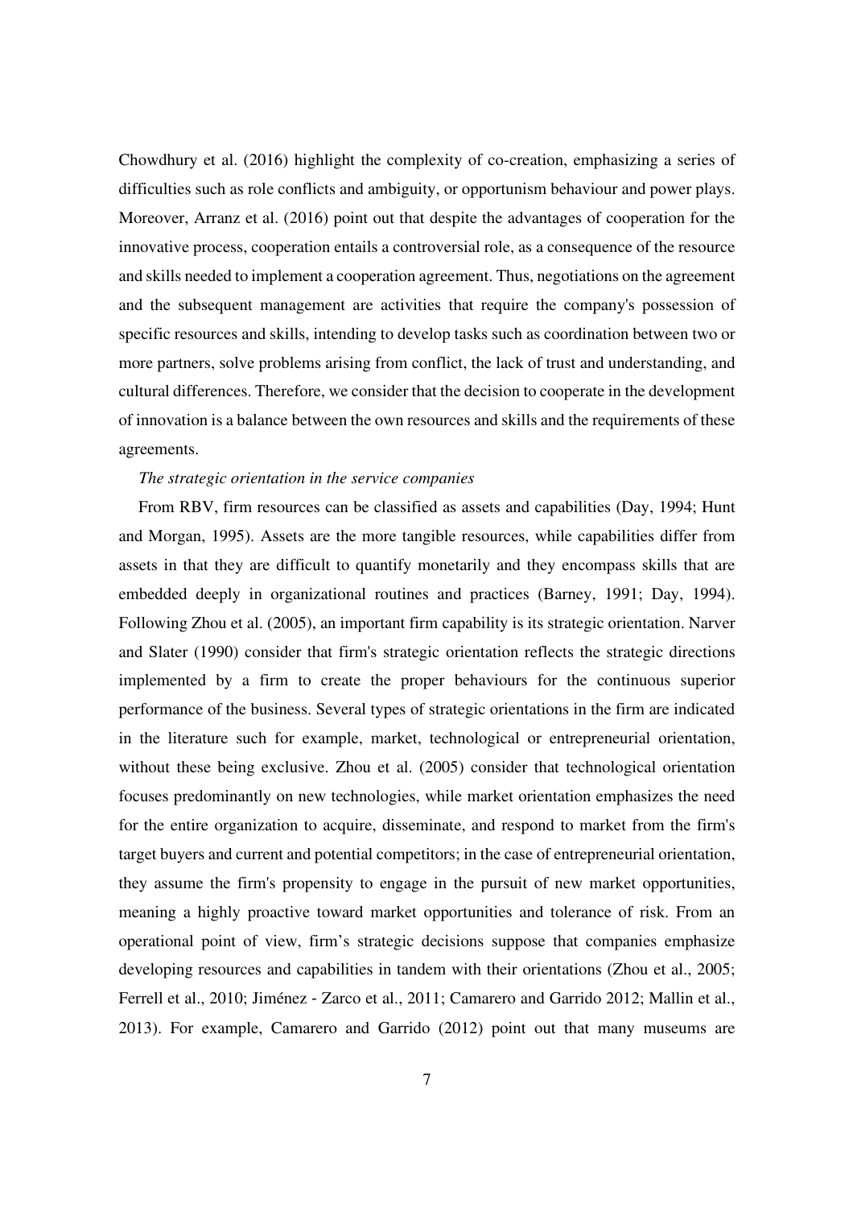Chowdhury et al. (2016) highlight the complexity of co-creation, emphasizing a series of difficulties such as role conflicts and ambiguity, or opportunism behaviour and power plays. Moreover, Arranz et al. (2016) point out that despite the advantages of cooperation for the innovative process, cooperation entails a controversial role, as a consequence of the resource and skills needed to implement a cooperation agreement. Thus, negotiations on the agreement and the subsequent management are activities that require the company's possession of specific resources and skills, intending to develop tasks such as coordination between two or more partners, solve problems arising from conflict, the lack of trust and understanding, and cultural differences. Therefore, we consider that the decision to cooperate in the development of innovation is a balance between the own resources and skills and the requirements of these agreements.

*The strategic orientation in the service companies*

From RBV, firm resources can be classified as assets and capabilities (Day, 1994; Hunt and Morgan, 1995). Assets are the more tangible resources, while capabilities differ from assets in that they are difficult to quantify monetarily and they encompass skills that are embedded deeply in organizational routines and practices (Barney, 1991; Day, 1994). Following Zhou et al. (2005), an important firm capability is its strategic orientation. Narver and Slater (1990) consider that firm's strategic orientation reflects the strategic directions implemented by a firm to create the proper behaviours for the continuous superior performance of the business. Several types of strategic orientations in the firm are indicated in the literature such for example, market, technological or entrepreneurial orientation, without these being exclusive. Zhou et al. (2005) consider that technological orientation focuses predominantly on new technologies, while market orientation emphasizes the need for the entire organization to acquire, disseminate, and respond to market from the firm's target buyers and current and potential competitors; in the case of entrepreneurial orientation, they assume the firm's propensity to engage in the pursuit of new market opportunities, meaning a highly proactive toward market opportunities and tolerance of risk. From an operational point of view, firm's strategic decisions suppose that companies emphasize developing resources and capabilities in tandem with their orientations (Zhou et al., 2005; Ferrell et al., 2010; Jiménez - Zarco et al., 2011; Camarero and Garrido 2012; Mallin et al., 2013). For example, Camarero and Garrido (2012) point out that many museums are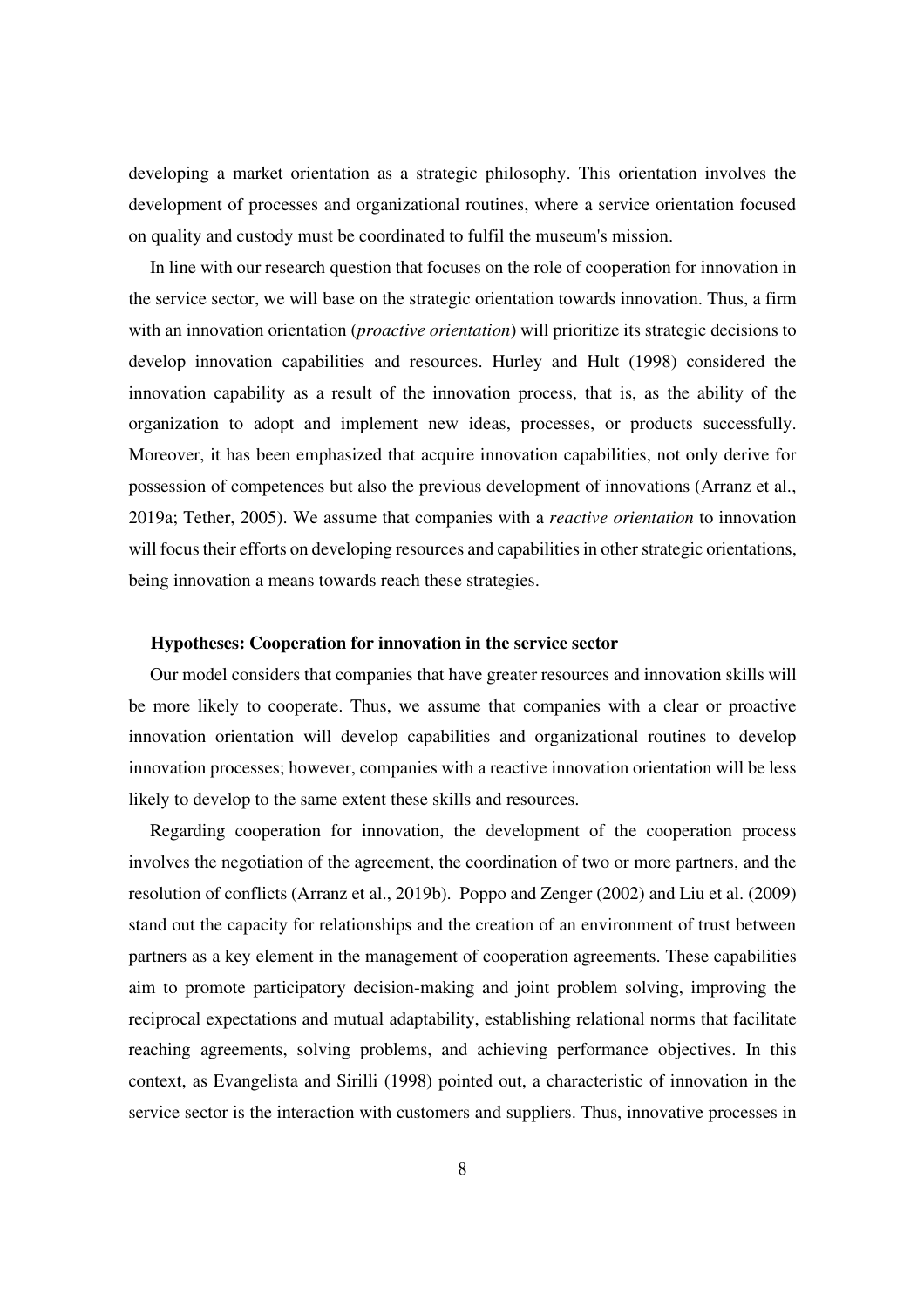developing a market orientation as a strategic philosophy. This orientation involves the development of processes and organizational routines, where a service orientation focused on quality and custody must be coordinated to fulfil the museum's mission.

In line with our research question that focuses on the role of cooperation for innovation in the service sector, we will base on the strategic orientation towards innovation. Thus, a firm with an innovation orientation (*proactive orientation*) will prioritize its strategic decisions to develop innovation capabilities and resources. Hurley and Hult (1998) considered the innovation capability as a result of the innovation process, that is, as the ability of the organization to adopt and implement new ideas, processes, or products successfully. Moreover, it has been emphasized that acquire innovation capabilities, not only derive for possession of competences but also the previous development of innovations (Arranz et al., 2019a; Tether, 2005). We assume that companies with a *reactive orientation* to innovation will focus their efforts on developing resources and capabilities in other strategic orientations, being innovation a means towards reach these strategies.

### Hypotheses: Cooperation for innovation in the service sector

Our model considers that companies that have greater resources and innovation skills will be more likely to cooperate. Thus, we assume that companies with a clear or proactive innovation orientation will develop capabilities and organizational routines to develop innovation processes; however, companies with a reactive innovation orientation will be less likely to develop to the same extent these skills and resources.

Regarding cooperation for innovation, the development of the cooperation process involves the negotiation of the agreement, the coordination of two or more partners, and the resolution of conflicts (Arranz et al., 2019b). Poppo and Zenger (2002) and Liu et al. (2009) stand out the capacity for relationships and the creation of an environment of trust between partners as a key element in the management of cooperation agreements. These capabilities aim to promote participatory decision-making and joint problem solving, improving the reciprocal expectations and mutual adaptability, establishing relational norms that facilitate reaching agreements, solving problems, and achieving performance objectives. In this context, as Evangelista and Sirilli (1998) pointed out, a characteristic of innovation in the service sector is the interaction with customers and suppliers. Thus, innovative processes in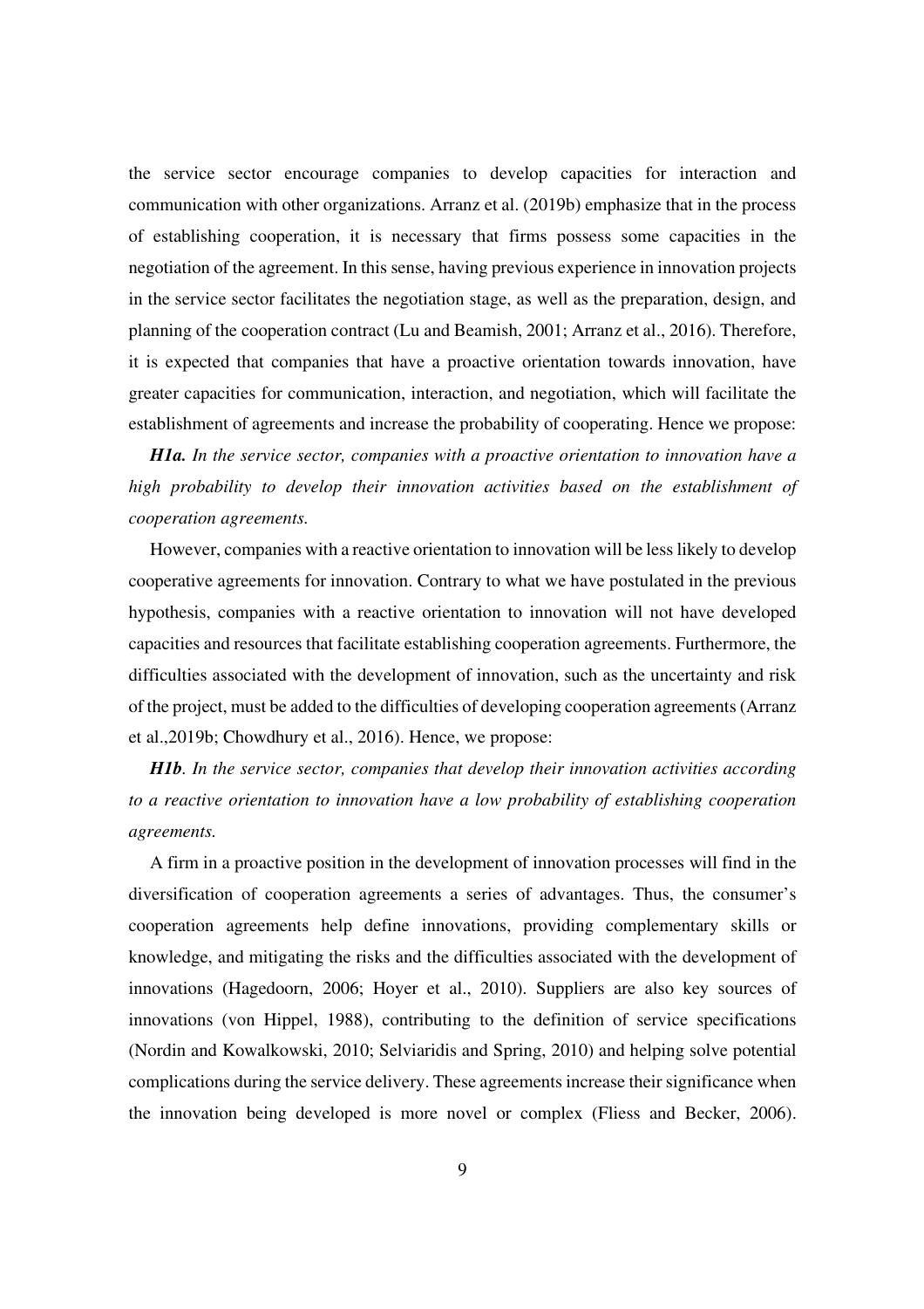the service sector encourage companies to develop capacities for interaction and communication with other organizations. Arranz et al. (2019b) emphasize that in the process of establishing cooperation, it is necessary that firms possess some capacities in the negotiation of the agreement. In this sense, having previous experience in innovation projects in the service sector facilitates the negotiation stage, as well as the preparation, design, and planning of the cooperation contract (Lu and Beamish, 2001; Arranz et al., 2016). Therefore, it is expected that companies that have a proactive orientation towards innovation, have greater capacities for communication, interaction, and negotiation, which will facilitate the establishment of agreements and increase the probability of cooperating. Hence we propose:

***H1a.*** *In the service sector, companies with a proactive orientation to innovation have a high probability to develop their innovation activities based on the establishment of cooperation agreements.*

However, companies with a reactive orientation to innovation will be less likely to develop cooperative agreements for innovation. Contrary to what we have postulated in the previous hypothesis, companies with a reactive orientation to innovation will not have developed capacities and resources that facilitate establishing cooperation agreements. Furthermore, the difficulties associated with the development of innovation, such as the uncertainty and risk of the project, must be added to the difficulties of developing cooperation agreements (Arranz et al.,2019b; Chowdhury et al., 2016). Hence, we propose:

***H1b***. *In the service sector, companies that develop their innovation activities according to a reactive orientation to innovation have a low probability of establishing cooperation agreements.*

A firm in a proactive position in the development of innovation processes will find in the diversification of cooperation agreements a series of advantages. Thus, the consumer's cooperation agreements help define innovations, providing complementary skills or knowledge, and mitigating the risks and the difficulties associated with the development of innovations (Hagedoorn, 2006; Hoyer et al., 2010). Suppliers are also key sources of innovations (von Hippel, 1988), contributing to the definition of service specifications (Nordin and Kowalkowski, 2010; Selviaridis and Spring, 2010) and helping solve potential complications during the service delivery. These agreements increase their significance when the innovation being developed is more novel or complex (Fliess and Becker, 2006).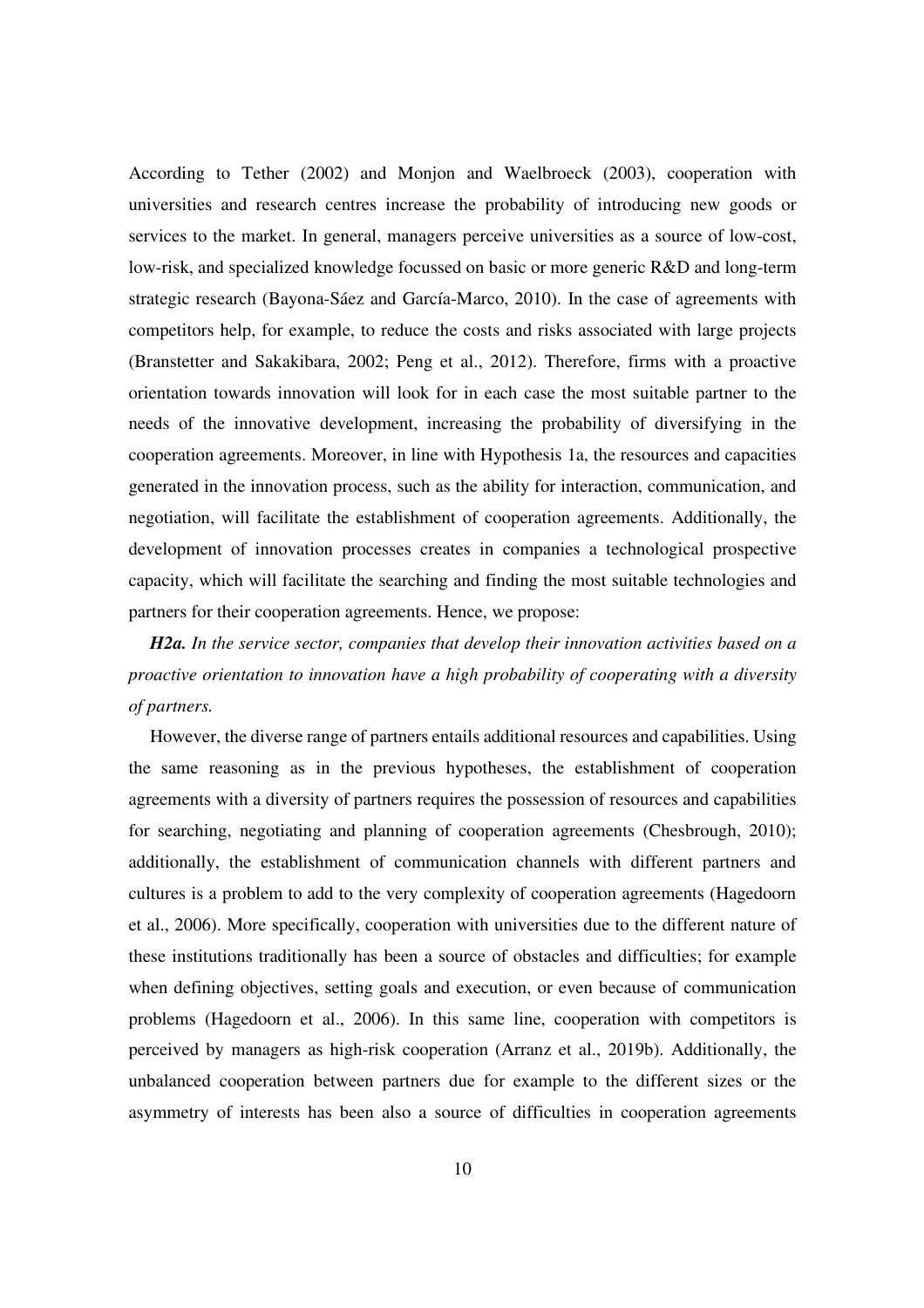According to Tether (2002) and Monjon and Waelbroeck (2003), cooperation with universities and research centres increase the probability of introducing new goods or services to the market. In general, managers perceive universities as a source of low-cost, low-risk, and specialized knowledge focussed on basic or more generic R&D and long-term strategic research (Bayona-Sáez and García-Marco, 2010). In the case of agreements with competitors help, for example, to reduce the costs and risks associated with large projects (Branstetter and Sakakibara, 2002; Peng et al., 2012). Therefore, firms with a proactive orientation towards innovation will look for in each case the most suitable partner to the needs of the innovative development, increasing the probability of diversifying in the cooperation agreements. Moreover, in line with Hypothesis 1a, the resources and capacities generated in the innovation process, such as the ability for interaction, communication, and negotiation, will facilitate the establishment of cooperation agreements. Additionally, the development of innovation processes creates in companies a technological prospective capacity, which will facilitate the searching and finding the most suitable technologies and partners for their cooperation agreements. Hence, we propose:

***H2a.*** *In the service sector, companies that develop their innovation activities based on a proactive orientation to innovation have a high probability of cooperating with a diversity of partners.*

However, the diverse range of partners entails additional resources and capabilities. Using the same reasoning as in the previous hypotheses, the establishment of cooperation agreements with a diversity of partners requires the possession of resources and capabilities for searching, negotiating and planning of cooperation agreements (Chesbrough, 2010); additionally, the establishment of communication channels with different partners and cultures is a problem to add to the very complexity of cooperation agreements (Hagedoorn et al., 2006). More specifically, cooperation with universities due to the different nature of these institutions traditionally has been a source of obstacles and difficulties; for example when defining objectives, setting goals and execution, or even because of communication problems (Hagedoorn et al., 2006). In this same line, cooperation with competitors is perceived by managers as high-risk cooperation (Arranz et al., 2019b). Additionally, the unbalanced cooperation between partners due for example to the different sizes or the asymmetry of interests has been also a source of difficulties in cooperation agreements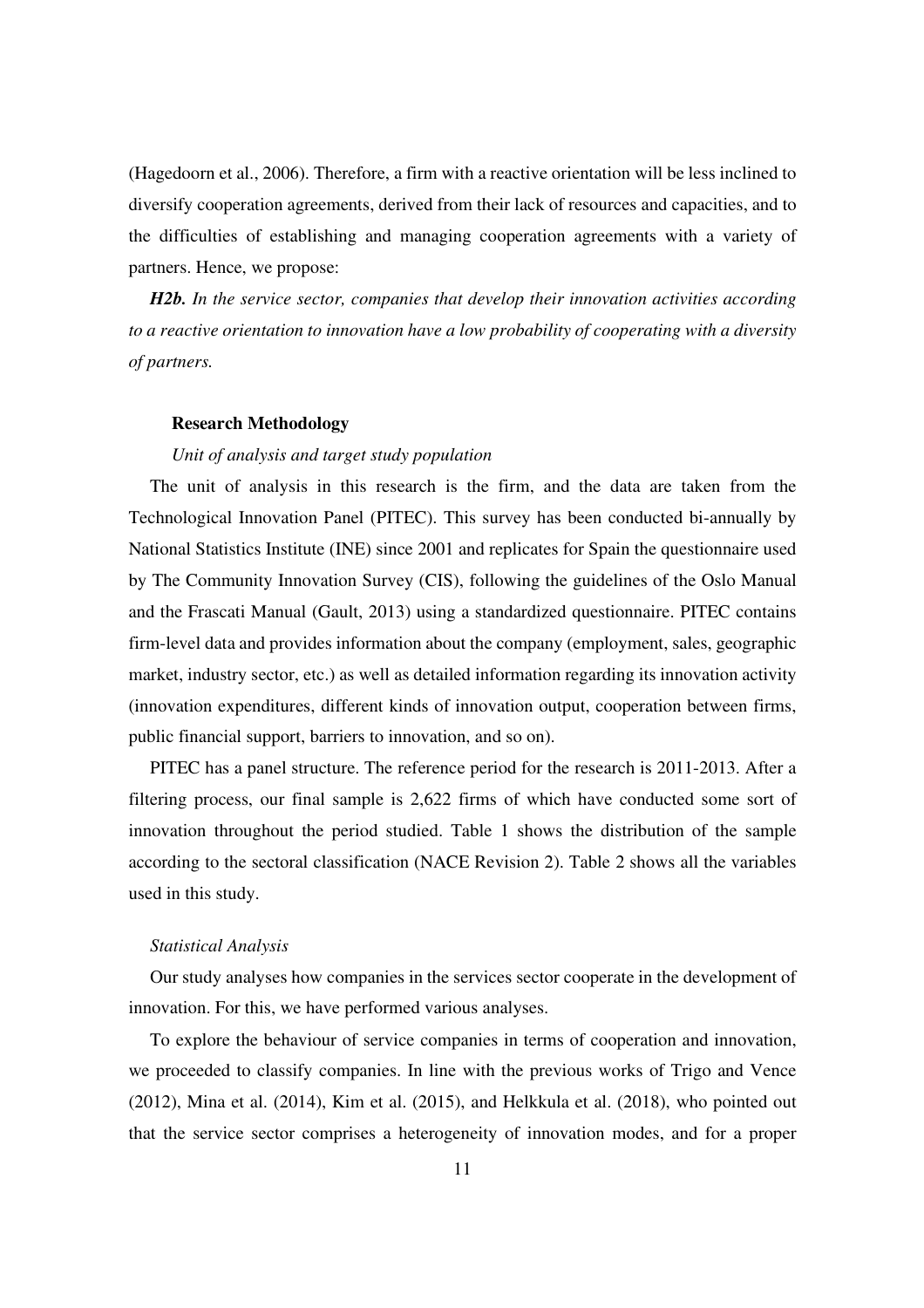(Hagedoorn et al., 2006). Therefore, a firm with a reactive orientation will be less inclined to diversify cooperation agreements, derived from their lack of resources and capacities, and to the difficulties of establishing and managing cooperation agreements with a variety of partners. Hence, we propose:

***H2b.*** *In the service sector, companies that develop their innovation activities according to a reactive orientation to innovation have a low probability of cooperating with a diversity of partners.*

## Research Methodology

### *Unit of analysis and target study population*

The unit of analysis in this research is the firm, and the data are taken from the Technological Innovation Panel (PITEC). This survey has been conducted bi-annually by National Statistics Institute (INE) since 2001 and replicates for Spain the questionnaire used by The Community Innovation Survey (CIS), following the guidelines of the Oslo Manual and the Frascati Manual (Gault, 2013) using a standardized questionnaire. PITEC contains firm-level data and provides information about the company (employment, sales, geographic market, industry sector, etc.) as well as detailed information regarding its innovation activity (innovation expenditures, different kinds of innovation output, cooperation between firms, public financial support, barriers to innovation, and so on).

PITEC has a panel structure. The reference period for the research is 2011-2013. After a filtering process, our final sample is 2,622 firms of which have conducted some sort of innovation throughout the period studied. Table 1 shows the distribution of the sample according to the sectoral classification (NACE Revision 2). Table 2 shows all the variables used in this study.

### *Statistical Analysis*

Our study analyses how companies in the services sector cooperate in the development of innovation. For this, we have performed various analyses.

To explore the behaviour of service companies in terms of cooperation and innovation, we proceeded to classify companies. In line with the previous works of Trigo and Vence (2012), Mina et al. (2014), Kim et al. (2015), and Helkkula et al. (2018), who pointed out that the service sector comprises a heterogeneity of innovation modes, and for a proper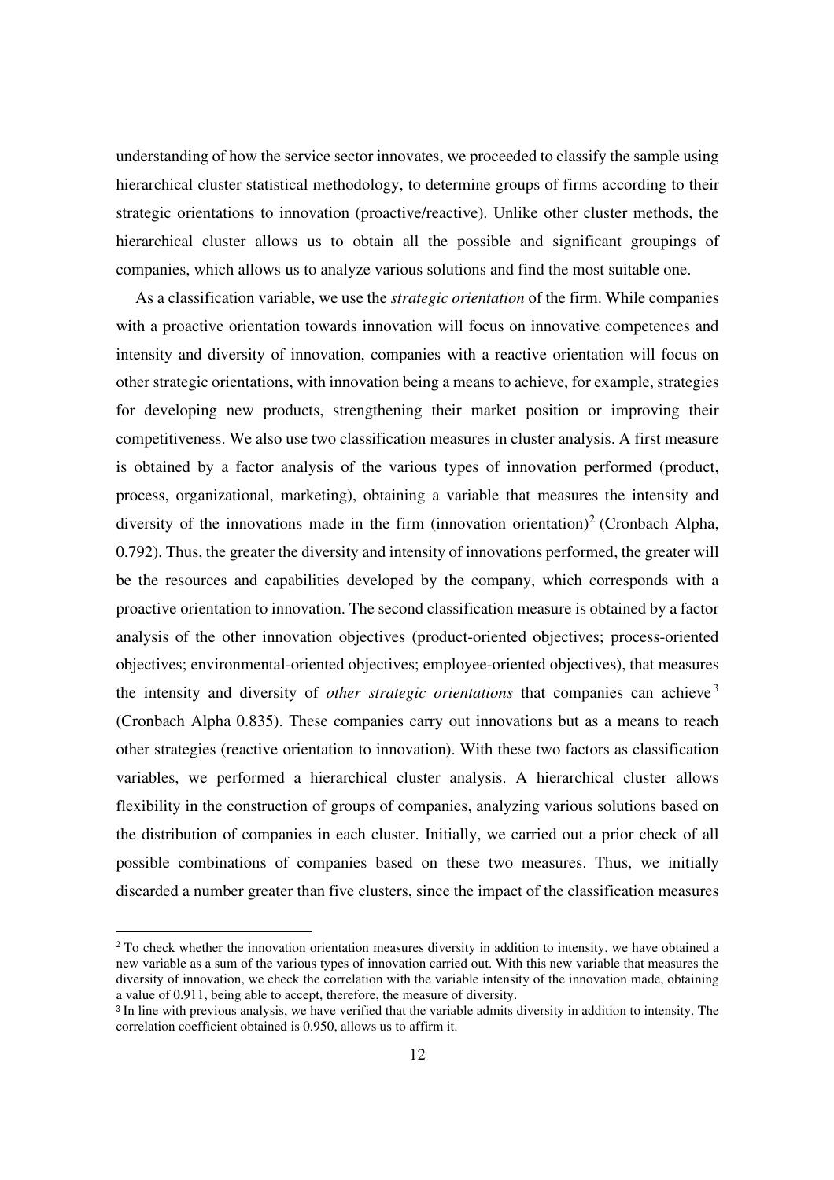understanding of how the service sector innovates, we proceeded to classify the sample using hierarchical cluster statistical methodology, to determine groups of firms according to their strategic orientations to innovation (proactive/reactive). Unlike other cluster methods, the hierarchical cluster allows us to obtain all the possible and significant groupings of companies, which allows us to analyze various solutions and find the most suitable one.

As a classification variable, we use the *strategic orientation* of the firm. While companies with a proactive orientation towards innovation will focus on innovative competences and intensity and diversity of innovation, companies with a reactive orientation will focus on other strategic orientations, with innovation being a means to achieve, for example, strategies for developing new products, strengthening their market position or improving their competitiveness. We also use two classification measures in cluster analysis. A first measure is obtained by a factor analysis of the various types of innovation performed (product, process, organizational, marketing), obtaining a variable that measures the intensity and diversity of the innovations made in the firm (innovation orientation)[2] (Cronbach Alpha, 0.792). Thus, the greater the diversity and intensity of innovations performed, the greater will be the resources and capabilities developed by the company, which corresponds with a proactive orientation to innovation. The second classification measure is obtained by a factor analysis of the other innovation objectives (product-oriented objectives; process-oriented objectives; environmental-oriented objectives; employee-oriented objectives), that measures the intensity and diversity of *other strategic orientations* that companies can achieve[3] (Cronbach Alpha 0.835). These companies carry out innovations but as a means to reach other strategies (reactive orientation to innovation). With these two factors as classification variables, we performed a hierarchical cluster analysis. A hierarchical cluster allows flexibility in the construction of groups of companies, analyzing various solutions based on the distribution of companies in each cluster. Initially, we carried out a prior check of all possible combinations of companies based on these two measures. Thus, we initially discarded a number greater than five clusters, since the impact of the classification measures

---

[2] To check whether the innovation orientation measures diversity in addition to intensity, we have obtained a new variable as a sum of the various types of innovation carried out. With this new variable that measures the diversity of innovation, we check the correlation with the variable intensity of the innovation made, obtaining a value of 0.911, being able to accept, therefore, the measure of diversity.

[3] In line with previous analysis, we have verified that the variable admits diversity in addition to intensity. The correlation coefficient obtained is 0.950, allows us to affirm it.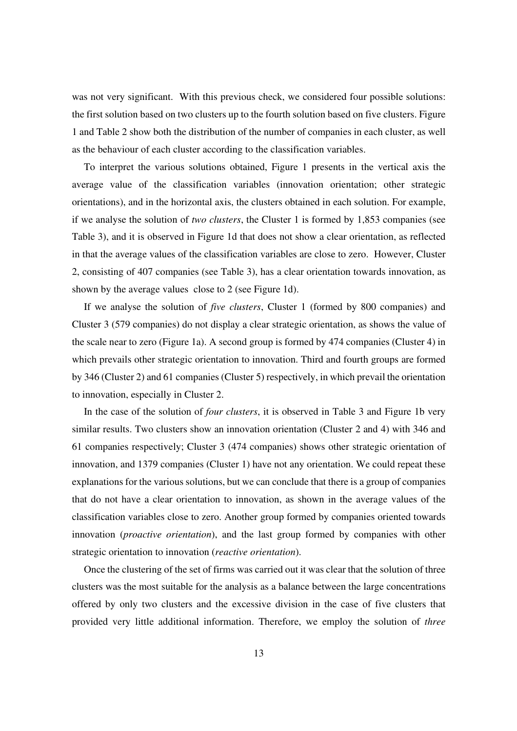was not very significant. With this previous check, we considered four possible solutions: the first solution based on two clusters up to the fourth solution based on five clusters. Figure 1 and Table 2 show both the distribution of the number of companies in each cluster, as well as the behaviour of each cluster according to the classification variables.

To interpret the various solutions obtained, Figure 1 presents in the vertical axis the average value of the classification variables (innovation orientation; other strategic orientations), and in the horizontal axis, the clusters obtained in each solution. For example, if we analyse the solution of *two clusters*, the Cluster 1 is formed by 1,853 companies (see Table 3), and it is observed in Figure 1d that does not show a clear orientation, as reflected in that the average values of the classification variables are close to zero. However, Cluster 2, consisting of 407 companies (see Table 3), has a clear orientation towards innovation, as shown by the average values close to 2 (see Figure 1d).

If we analyse the solution of *five clusters*, Cluster 1 (formed by 800 companies) and Cluster 3 (579 companies) do not display a clear strategic orientation, as shows the value of the scale near to zero (Figure 1a). A second group is formed by 474 companies (Cluster 4) in which prevails other strategic orientation to innovation. Third and fourth groups are formed by 346 (Cluster 2) and 61 companies (Cluster 5) respectively, in which prevail the orientation to innovation, especially in Cluster 2.

In the case of the solution of *four clusters*, it is observed in Table 3 and Figure 1b very similar results. Two clusters show an innovation orientation (Cluster 2 and 4) with 346 and 61 companies respectively; Cluster 3 (474 companies) shows other strategic orientation of innovation, and 1379 companies (Cluster 1) have not any orientation. We could repeat these explanations for the various solutions, but we can conclude that there is a group of companies that do not have a clear orientation to innovation, as shown in the average values of the classification variables close to zero. Another group formed by companies oriented towards innovation (*proactive orientation*), and the last group formed by companies with other strategic orientation to innovation (*reactive orientation*).

Once the clustering of the set of firms was carried out it was clear that the solution of three clusters was the most suitable for the analysis as a balance between the large concentrations offered by only two clusters and the excessive division in the case of five clusters that provided very little additional information. Therefore, we employ the solution of *three*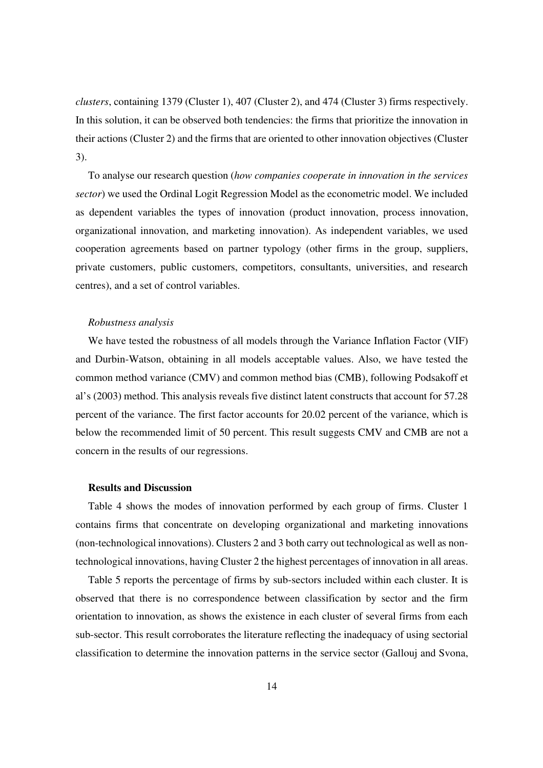*clusters*, containing 1379 (Cluster 1), 407 (Cluster 2), and 474 (Cluster 3) firms respectively. In this solution, it can be observed both tendencies: the firms that prioritize the innovation in their actions (Cluster 2) and the firms that are oriented to other innovation objectives (Cluster 3).

To analyse our research question (*how companies cooperate in innovation in the services sector*) we used the Ordinal Logit Regression Model as the econometric model. We included as dependent variables the types of innovation (product innovation, process innovation, organizational innovation, and marketing innovation). As independent variables, we used cooperation agreements based on partner typology (other firms in the group, suppliers, private customers, public customers, competitors, consultants, universities, and research centres), and a set of control variables.

*Robustness analysis*

We have tested the robustness of all models through the Variance Inflation Factor (VIF) and Durbin-Watson, obtaining in all models acceptable values. Also, we have tested the common method variance (CMV) and common method bias (CMB), following Podsakoff et al's (2003) method. This analysis reveals five distinct latent constructs that account for 57.28 percent of the variance. The first factor accounts for 20.02 percent of the variance, which is below the recommended limit of 50 percent. This result suggests CMV and CMB are not a concern in the results of our regressions.

**Results and Discussion**

Table 4 shows the modes of innovation performed by each group of firms. Cluster 1 contains firms that concentrate on developing organizational and marketing innovations (non-technological innovations). Clusters 2 and 3 both carry out technological as well as non-technological innovations, having Cluster 2 the highest percentages of innovation in all areas.

Table 5 reports the percentage of firms by sub-sectors included within each cluster. It is observed that there is no correspondence between classification by sector and the firm orientation to innovation, as shows the existence in each cluster of several firms from each sub-sector. This result corroborates the literature reflecting the inadequacy of using sectorial classification to determine the innovation patterns in the service sector (Gallouj and Svona,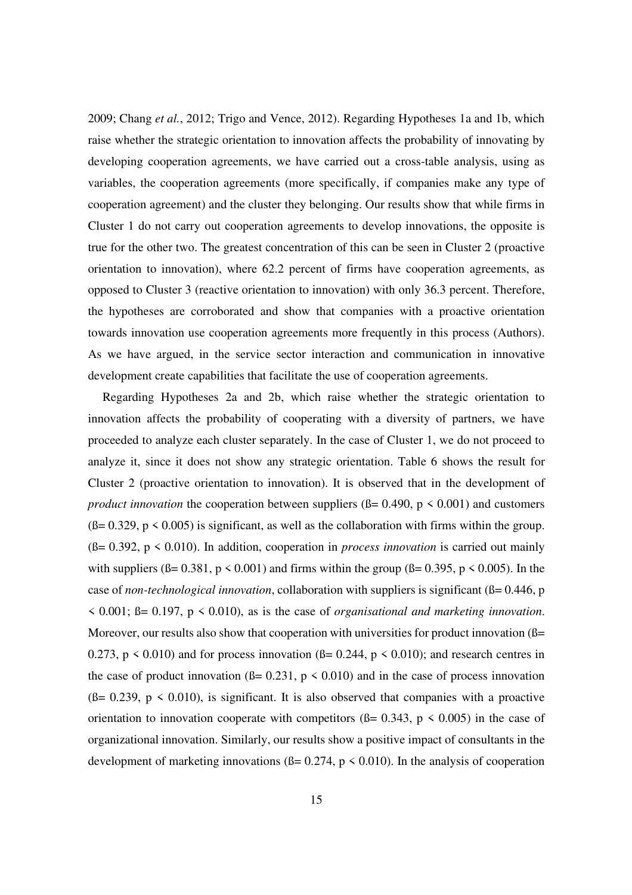2009; Chang *et al.*, 2012; Trigo and Vence, 2012). Regarding Hypotheses 1a and 1b, which raise whether the strategic orientation to innovation affects the probability of innovating by developing cooperation agreements, we have carried out a cross-table analysis, using as variables, the cooperation agreements (more specifically, if companies make any type of cooperation agreement) and the cluster they belonging. Our results show that while firms in Cluster 1 do not carry out cooperation agreements to develop innovations, the opposite is true for the other two. The greatest concentration of this can be seen in Cluster 2 (proactive orientation to innovation), where 62.2 percent of firms have cooperation agreements, as opposed to Cluster 3 (reactive orientation to innovation) with only 36.3 percent. Therefore, the hypotheses are corroborated and show that companies with a proactive orientation towards innovation use cooperation agreements more frequently in this process (Authors). As we have argued, in the service sector interaction and communication in innovative development create capabilities that facilitate the use of cooperation agreements.

Regarding Hypotheses 2a and 2b, which raise whether the strategic orientation to innovation affects the probability of cooperating with a diversity of partners, we have proceeded to analyze each cluster separately. In the case of Cluster 1, we do not proceed to analyze it, since it does not show any strategic orientation. Table 6 shows the result for Cluster 2 (proactive orientation to innovation). It is observed that in the development of *product innovation* the cooperation between suppliers ($ß = 0.490$, $p < 0.001$) and customers ($ß = 0.329$, $p < 0.005$) is significant, as well as the collaboration with firms within the group. ($ß = 0.392$, $p < 0.010$). In addition, cooperation in *process innovation* is carried out mainly with suppliers ($ß = 0.381$, $p < 0.001$) and firms within the group ($ß = 0.395$, $p < 0.005$). In the case of *non-technological innovation*, collaboration with suppliers is significant ($ß = 0.446$, $p < 0.001$; $ß = 0.197$, $p < 0.010$), as is the case of *organisational and marketing innovation*. Moreover, our results also show that cooperation with universities for product innovation ($ß = 0.273$, $p < 0.010$) and for process innovation ($ß = 0.244$, $p < 0.010$); and research centres in the case of product innovation ($ß = 0.231$, $p < 0.010$) and in the case of process innovation ($ß = 0.239$, $p < 0.010$), is significant. It is also observed that companies with a proactive orientation to innovation cooperate with competitors ($ß = 0.343$, $p < 0.005$) in the case of organizational innovation. Similarly, our results show a positive impact of consultants in the development of marketing innovations ($ß = 0.274$, $p < 0.010$). In the analysis of cooperation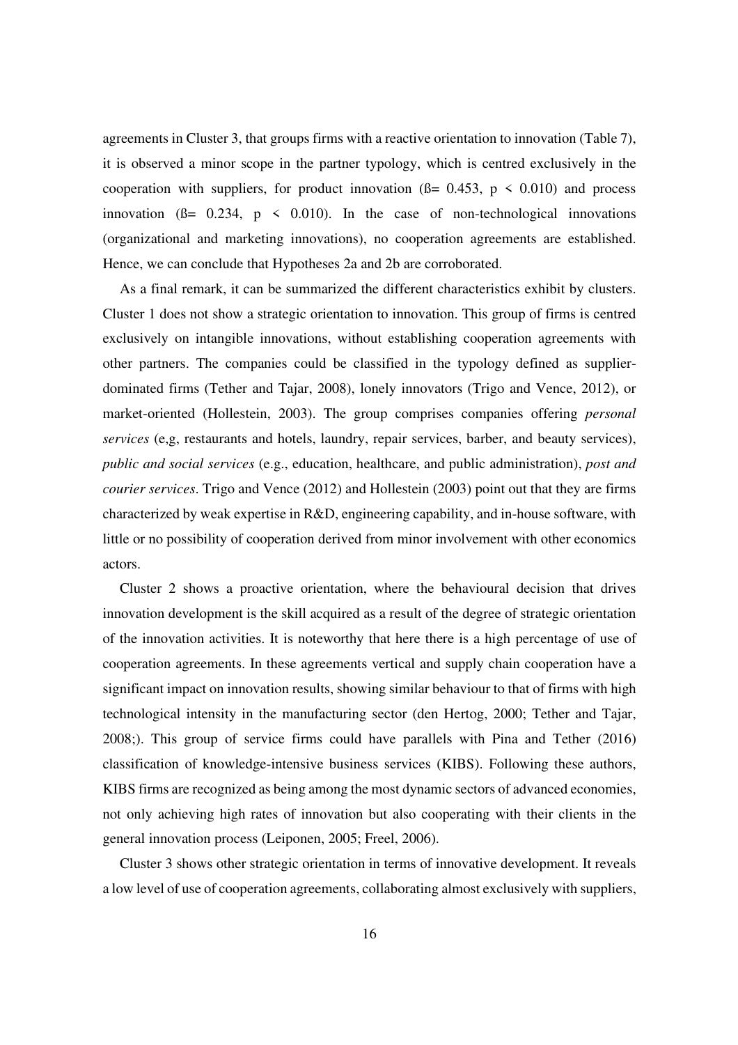agreements in Cluster 3, that groups firms with a reactive orientation to innovation (Table 7), it is observed a minor scope in the partner typology, which is centred exclusively in the cooperation with suppliers, for product innovation (ß= 0.453, $p < 0.010$) and process innovation (ß= 0.234, $p < 0.010$). In the case of non-technological innovations (organizational and marketing innovations), no cooperation agreements are established. Hence, we can conclude that Hypotheses 2a and 2b are corroborated.

As a final remark, it can be summarized the different characteristics exhibit by clusters. Cluster 1 does not show a strategic orientation to innovation. This group of firms is centred exclusively on intangible innovations, without establishing cooperation agreements with other partners. The companies could be classified in the typology defined as supplier-dominated firms (Tether and Tajar, 2008), lonely innovators (Trigo and Vence, 2012), or market-oriented (Hollestein, 2003). The group comprises companies offering *personal services* (e,g, restaurants and hotels, laundry, repair services, barber, and beauty services), *public and social services* (e.g., education, healthcare, and public administration), *post and courier services*. Trigo and Vence (2012) and Hollestein (2003) point out that they are firms characterized by weak expertise in R&D, engineering capability, and in-house software, with little or no possibility of cooperation derived from minor involvement with other economics actors.

Cluster 2 shows a proactive orientation, where the behavioural decision that drives innovation development is the skill acquired as a result of the degree of strategic orientation of the innovation activities. It is noteworthy that here there is a high percentage of use of cooperation agreements. In these agreements vertical and supply chain cooperation have a significant impact on innovation results, showing similar behaviour to that of firms with high technological intensity in the manufacturing sector (den Hertog, 2000; Tether and Tajar, 2008;). This group of service firms could have parallels with Pina and Tether (2016) classification of knowledge-intensive business services (KIBS). Following these authors, KIBS firms are recognized as being among the most dynamic sectors of advanced economies, not only achieving high rates of innovation but also cooperating with their clients in the general innovation process (Leiponen, 2005; Freel, 2006).

Cluster 3 shows other strategic orientation in terms of innovative development. It reveals a low level of use of cooperation agreements, collaborating almost exclusively with suppliers,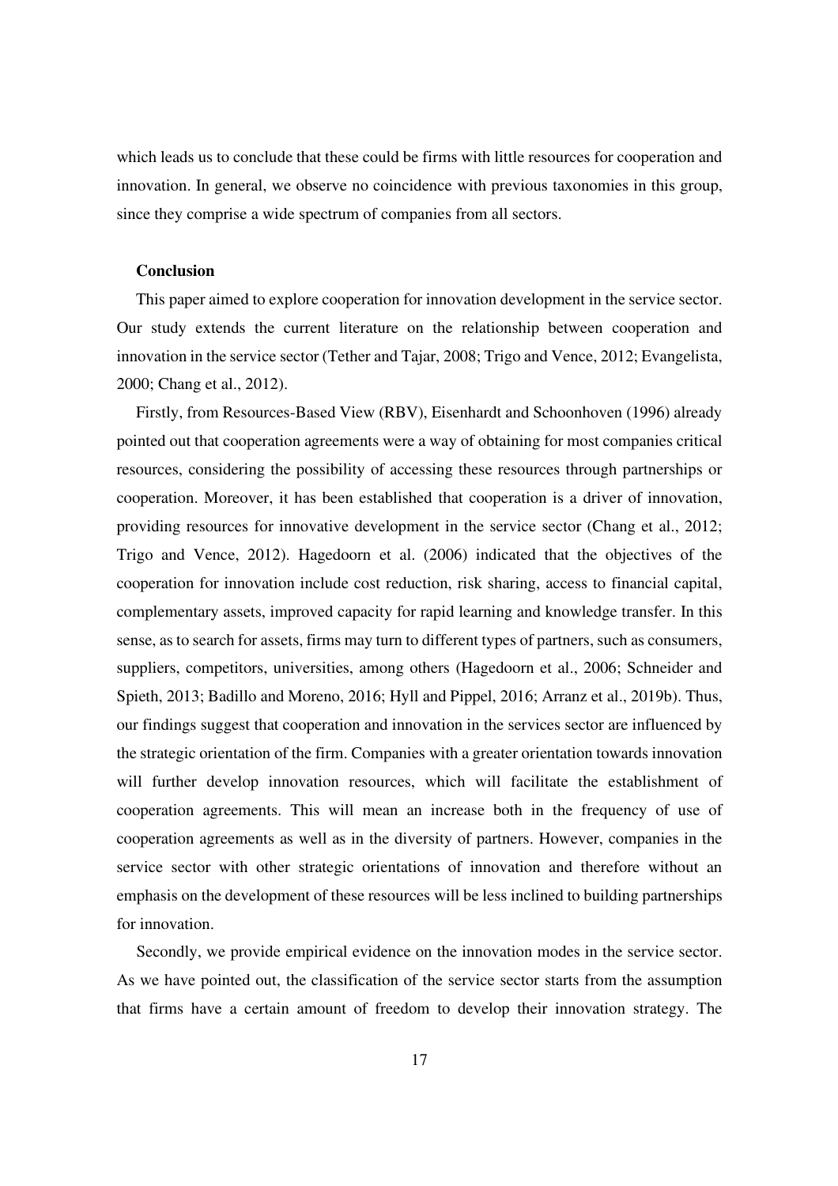which leads us to conclude that these could be firms with little resources for cooperation and innovation. In general, we observe no coincidence with previous taxonomies in this group, since they comprise a wide spectrum of companies from all sectors.

## Conclusion

This paper aimed to explore cooperation for innovation development in the service sector. Our study extends the current literature on the relationship between cooperation and innovation in the service sector (Tether and Tajar, 2008; Trigo and Vence, 2012; Evangelista, 2000; Chang et al., 2012).

Firstly, from Resources-Based View (RBV), Eisenhardt and Schoonhoven (1996) already pointed out that cooperation agreements were a way of obtaining for most companies critical resources, considering the possibility of accessing these resources through partnerships or cooperation. Moreover, it has been established that cooperation is a driver of innovation, providing resources for innovative development in the service sector (Chang et al., 2012; Trigo and Vence, 2012). Hagedoorn et al. (2006) indicated that the objectives of the cooperation for innovation include cost reduction, risk sharing, access to financial capital, complementary assets, improved capacity for rapid learning and knowledge transfer. In this sense, as to search for assets, firms may turn to different types of partners, such as consumers, suppliers, competitors, universities, among others (Hagedoorn et al., 2006; Schneider and Spieth, 2013; Badillo and Moreno, 2016; Hyll and Pippel, 2016; Arranz et al., 2019b). Thus, our findings suggest that cooperation and innovation in the services sector are influenced by the strategic orientation of the firm. Companies with a greater orientation towards innovation will further develop innovation resources, which will facilitate the establishment of cooperation agreements. This will mean an increase both in the frequency of use of cooperation agreements as well as in the diversity of partners. However, companies in the service sector with other strategic orientations of innovation and therefore without an emphasis on the development of these resources will be less inclined to building partnerships for innovation.

Secondly, we provide empirical evidence on the innovation modes in the service sector. As we have pointed out, the classification of the service sector starts from the assumption that firms have a certain amount of freedom to develop their innovation strategy. The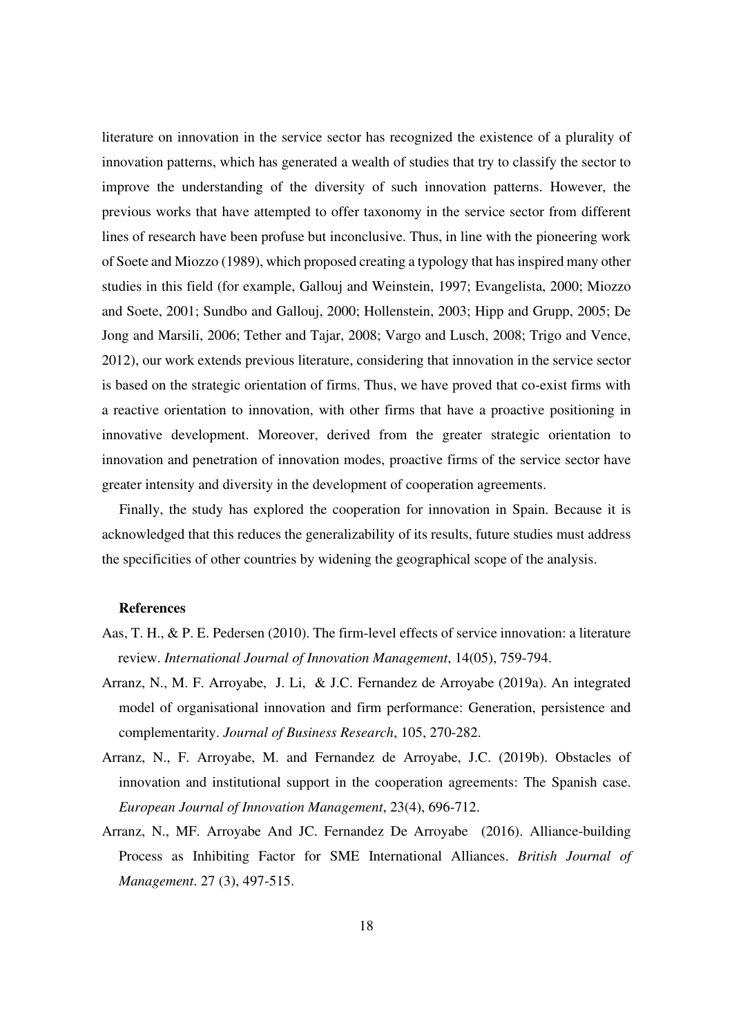literature on innovation in the service sector has recognized the existence of a plurality of innovation patterns, which has generated a wealth of studies that try to classify the sector to improve the understanding of the diversity of such innovation patterns. However, the previous works that have attempted to offer taxonomy in the service sector from different lines of research have been profuse but inconclusive. Thus, in line with the pioneering work of Soete and Miozzo (1989), which proposed creating a typology that has inspired many other studies in this field (for example, Gallouj and Weinstein, 1997; Evangelista, 2000; Miozzo and Soete, 2001; Sundbo and Gallouj, 2000; Hollenstein, 2003; Hipp and Grupp, 2005; De Jong and Marsili, 2006; Tether and Tajar, 2008; Vargo and Lusch, 2008; Trigo and Vence, 2012), our work extends previous literature, considering that innovation in the service sector is based on the strategic orientation of firms. Thus, we have proved that co-exist firms with a reactive orientation to innovation, with other firms that have a proactive positioning in innovative development. Moreover, derived from the greater strategic orientation to innovation and penetration of innovation modes, proactive firms of the service sector have greater intensity and diversity in the development of cooperation agreements.

Finally, the study has explored the cooperation for innovation in Spain. Because it is acknowledged that this reduces the generalizability of its results, future studies must address the specificities of other countries by widening the geographical scope of the analysis.

**References**

Aas, T. H., & P. E. Pedersen (2010). The firm-level effects of service innovation: a literature review. *International Journal of Innovation Management*, 14(05), 759-794.

Arranz, N., M. F. Arroyabe, J. Li, & J.C. Fernandez de Arroyabe (2019a). An integrated model of organisational innovation and firm performance: Generation, persistence and complementarity. *Journal of Business Research*, 105, 270-282.

Arranz, N., F. Arroyabe, M. and Fernandez de Arroyabe, J.C. (2019b). Obstacles of innovation and institutional support in the cooperation agreements: The Spanish case. *European Journal of Innovation Management*, 23(4), 696-712.

Arranz, N., MF. Arroyabe And JC. Fernandez De Arroyabe (2016). Alliance-building Process as Inhibiting Factor for SME International Alliances. *British Journal of Management*. 27 (3), 497-515.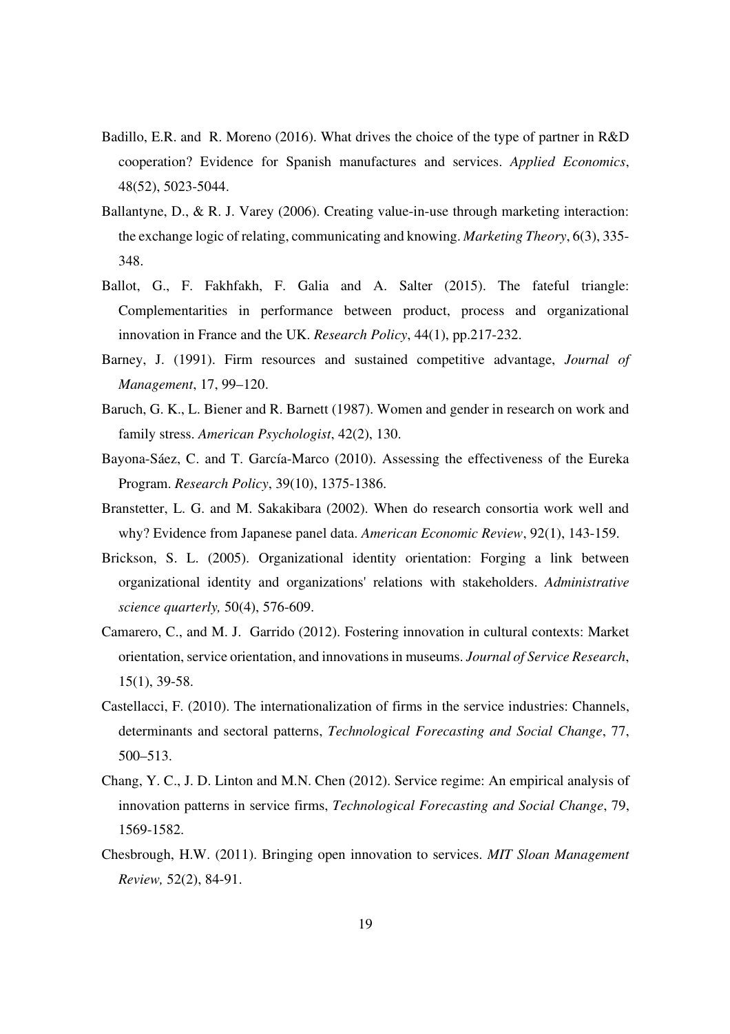Badillo, E.R. and R. Moreno (2016). What drives the choice of the type of partner in R&D cooperation? Evidence for Spanish manufactures and services. *Applied Economics*, 48(52), 5023-5044.

Ballantyne, D., & R. J. Varey (2006). Creating value-in-use through marketing interaction: the exchange logic of relating, communicating and knowing. *Marketing Theory*, 6(3), 335-348.

Ballot, G., F. Fakhfakh, F. Galia and A. Salter (2015). The fateful triangle: Complementarities in performance between product, process and organizational innovation in France and the UK. *Research Policy*, 44(1), pp.217-232.

Barney, J. (1991). Firm resources and sustained competitive advantage, *Journal of Management*, 17, 99–120.

Baruch, G. K., L. Biener and R. Barnett (1987). Women and gender in research on work and family stress. *American Psychologist*, 42(2), 130.

Bayona-Sáez, C. and T. García-Marco (2010). Assessing the effectiveness of the Eureka Program. *Research Policy*, 39(10), 1375-1386.

Branstetter, L. G. and M. Sakakibara (2002). When do research consortia work well and why? Evidence from Japanese panel data. *American Economic Review*, 92(1), 143-159.

Brickson, S. L. (2005). Organizational identity orientation: Forging a link between organizational identity and organizations' relations with stakeholders. *Administrative science quarterly,* 50(4), 576-609.

Camarero, C., and M. J. Garrido (2012). Fostering innovation in cultural contexts: Market orientation, service orientation, and innovations in museums. *Journal of Service Research*, 15(1), 39-58.

Castellacci, F. (2010). The internationalization of firms in the service industries: Channels, determinants and sectoral patterns, *Technological Forecasting and Social Change*, 77, 500–513.

Chang, Y. C., J. D. Linton and M.N. Chen (2012). Service regime: An empirical analysis of innovation patterns in service firms, *Technological Forecasting and Social Change*, 79, 1569-1582.

Chesbrough, H.W. (2011). Bringing open innovation to services. *MIT Sloan Management Review,* 52(2), 84-91.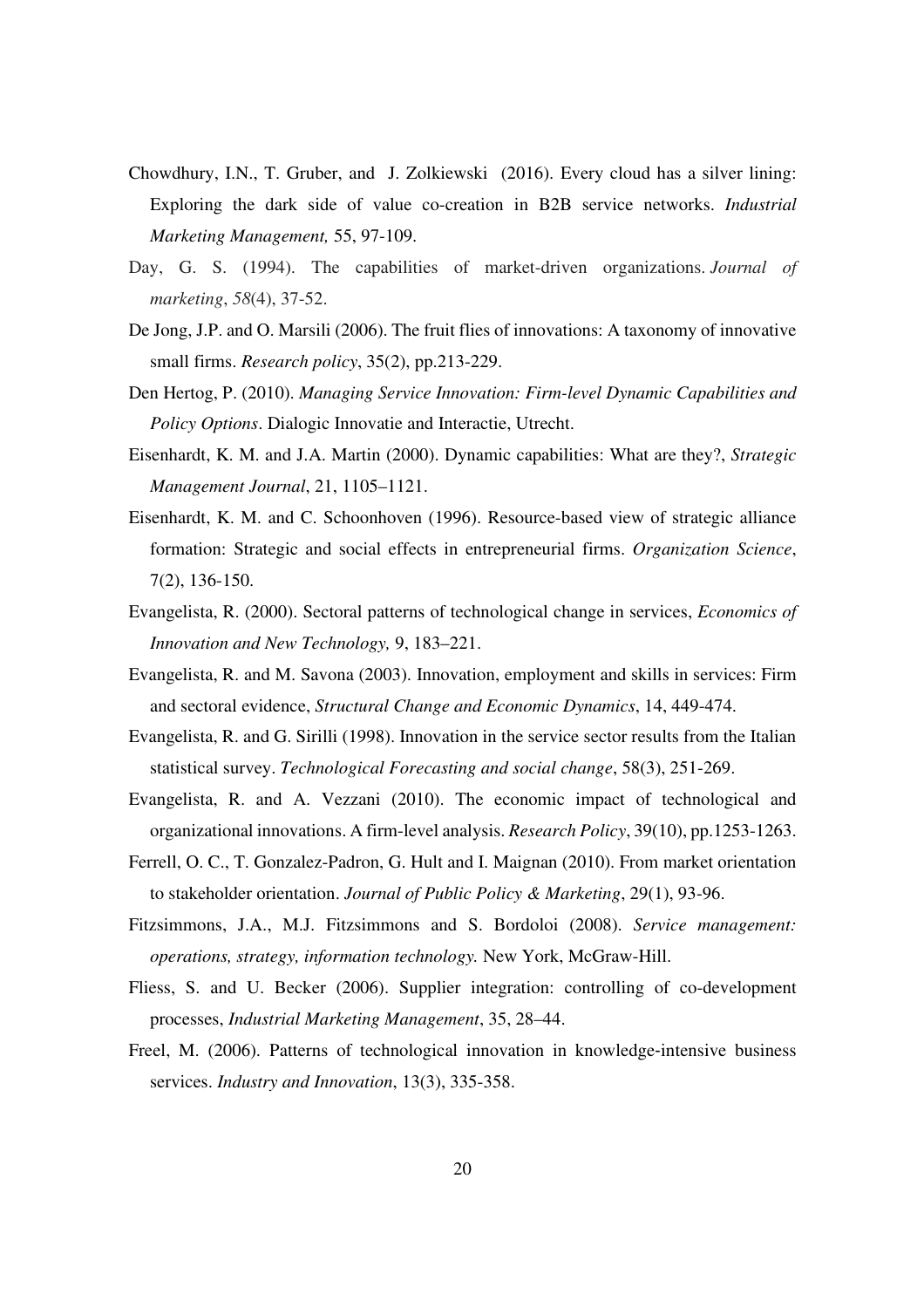Chowdhury, I.N., T. Gruber, and J. Zolkiewski (2016). Every cloud has a silver lining: Exploring the dark side of value co-creation in B2B service networks. *Industrial Marketing Management,* 55, 97-109.

Day, G. S. (1994). The capabilities of market-driven organizations. *Journal of marketing*, *58*(4), 37-52.

De Jong, J.P. and O. Marsili (2006). The fruit flies of innovations: A taxonomy of innovative small firms. *Research policy*, 35(2), pp.213-229.

Den Hertog, P. (2010). *Managing Service Innovation: Firm-level Dynamic Capabilities and Policy Options*. Dialogic Innovatie and Interactie, Utrecht.

Eisenhardt, K. M. and J.A. Martin (2000). Dynamic capabilities: What are they?, *Strategic Management Journal*, 21, 1105–1121.

Eisenhardt, K. M. and C. Schoonhoven (1996). Resource-based view of strategic alliance formation: Strategic and social effects in entrepreneurial firms. *Organization Science*, 7(2), 136-150.

Evangelista, R. (2000). Sectoral patterns of technological change in services, *Economics of Innovation and New Technology,* 9, 183–221.

Evangelista, R. and M. Savona (2003). Innovation, employment and skills in services: Firm and sectoral evidence, *Structural Change and Economic Dynamics*, 14, 449-474.

Evangelista, R. and G. Sirilli (1998). Innovation in the service sector results from the Italian statistical survey. *Technological Forecasting and social change*, 58(3), 251-269.

Evangelista, R. and A. Vezzani (2010). The economic impact of technological and organizational innovations. A firm-level analysis. *Research Policy*, 39(10), pp.1253-1263.

Ferrell, O. C., T. Gonzalez-Padron, G. Hult and I. Maignan (2010). From market orientation to stakeholder orientation. *Journal of Public Policy & Marketing*, 29(1), 93-96.

Fitzsimmons, J.A., M.J. Fitzsimmons and S. Bordoloi (2008). *Service management: operations, strategy, information technology.* New York, McGraw-Hill.

Fliess, S. and U. Becker (2006). Supplier integration: controlling of co-development processes, *Industrial Marketing Management*, 35, 28–44.

Freel, M. (2006). Patterns of technological innovation in knowledge-intensive business services. *Industry and Innovation*, 13(3), 335-358.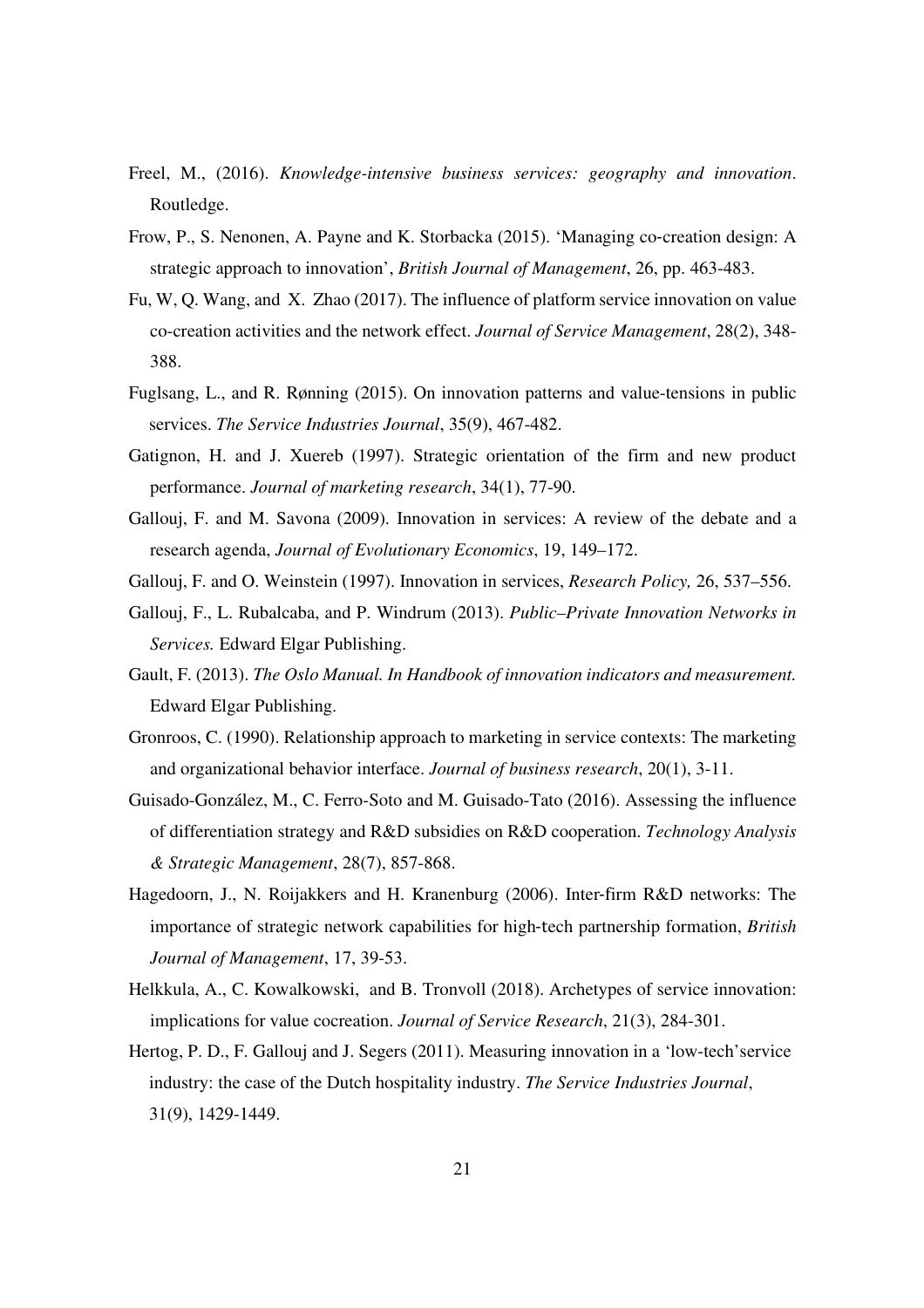Freel, M., (2016). *Knowledge-intensive business services: geography and innovation*. Routledge.

Frow, P., S. Nenonen, A. Payne and K. Storbacka (2015). 'Managing co-creation design: A strategic approach to innovation', *British Journal of Management*, 26, pp. 463-483.

Fu, W, Q. Wang, and X. Zhao (2017). The influence of platform service innovation on value co-creation activities and the network effect. *Journal of Service Management*, 28(2), 348-388.

Fuglsang, L., and R. Rønning (2015). On innovation patterns and value-tensions in public services. *The Service Industries Journal*, 35(9), 467-482.

Gatignon, H. and J. Xuereb (1997). Strategic orientation of the firm and new product performance. *Journal of marketing research*, 34(1), 77-90.

Gallouj, F. and M. Savona (2009). Innovation in services: A review of the debate and a research agenda, *Journal of Evolutionary Economics*, 19, 149–172.

Gallouj, F. and O. Weinstein (1997). Innovation in services, *Research Policy,* 26, 537–556.

Gallouj, F., L. Rubalcaba, and P. Windrum (2013). *Public–Private Innovation Networks in Services.* Edward Elgar Publishing.

Gault, F. (2013). *The Oslo Manual. In Handbook of innovation indicators and measurement.* Edward Elgar Publishing.

Gronroos, C. (1990). Relationship approach to marketing in service contexts: The marketing and organizational behavior interface. *Journal of business research*, 20(1), 3-11.

Guisado-González, M., C. Ferro-Soto and M. Guisado-Tato (2016). Assessing the influence of differentiation strategy and R&D subsidies on R&D cooperation. *Technology Analysis & Strategic Management*, 28(7), 857-868.

Hagedoorn, J., N. Roijakkers and H. Kranenburg (2006). Inter-firm R&D networks: The importance of strategic network capabilities for high-tech partnership formation, *British Journal of Management*, 17, 39-53.

Helkkula, A., C. Kowalkowski, and B. Tronvoll (2018). Archetypes of service innovation: implications for value cocreation. *Journal of Service Research*, 21(3), 284-301.

Hertog, P. D., F. Gallouj and J. Segers (2011). Measuring innovation in a 'low-tech' service industry: the case of the Dutch hospitality industry. *The Service Industries Journal*, 31(9), 1429-1449.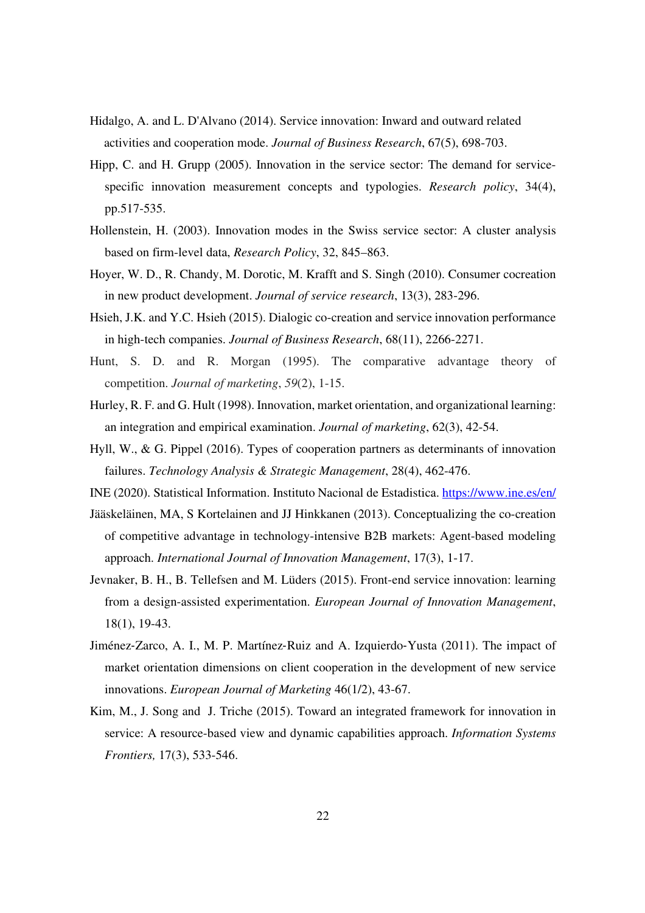Hidalgo, A. and L. D'Alvano (2014). Service innovation: Inward and outward related activities and cooperation mode. *Journal of Business Research*, 67(5), 698-703.

Hipp, C. and H. Grupp (2005). Innovation in the service sector: The demand for service-specific innovation measurement concepts and typologies. *Research policy*, 34(4), pp.517-535.

Hollenstein, H. (2003). Innovation modes in the Swiss service sector: A cluster analysis based on firm-level data, *Research Policy*, 32, 845–863.

Hoyer, W. D., R. Chandy, M. Dorotic, M. Krafft and S. Singh (2010). Consumer cocreation in new product development. *Journal of service research*, 13(3), 283-296.

Hsieh, J.K. and Y.C. Hsieh (2015). Dialogic co-creation and service innovation performance in high-tech companies. *Journal of Business Research*, 68(11), 2266-2271.

Hunt, S. D. and R. Morgan (1995). The comparative advantage theory of competition. *Journal of marketing*, *59*(2), 1-15.

Hurley, R. F. and G. Hult (1998). Innovation, market orientation, and organizational learning: an integration and empirical examination. *Journal of marketing*, 62(3), 42-54.

Hyll, W., & G. Pippel (2016). Types of cooperation partners as determinants of innovation failures. *Technology Analysis & Strategic Management*, 28(4), 462-476.

INE (2020). Statistical Information. Instituto Nacional de Estadistica. https://www.ine.es/en/

Jääskeläinen, MA, S Kortelainen and JJ Hinkkanen (2013). Conceptualizing the co-creation of competitive advantage in technology-intensive B2B markets: Agent-based modeling approach. *International Journal of Innovation Management*, 17(3), 1-17.

Jevnaker, B. H., B. Tellefsen and M. Lüders (2015). Front-end service innovation: learning from a design-assisted experimentation. *European Journal of Innovation Management*, 18(1), 19-43.

Jiménez-Zarco, A. I., M. P. Martínez-Ruiz and A. Izquierdo-Yusta (2011). The impact of market orientation dimensions on client cooperation in the development of new service innovations. *European Journal of Marketing* 46(1/2), 43-67.

Kim, M., J. Song and J. Triche (2015). Toward an integrated framework for innovation in service: A resource-based view and dynamic capabilities approach. *Information Systems Frontiers,* 17(3), 533-546.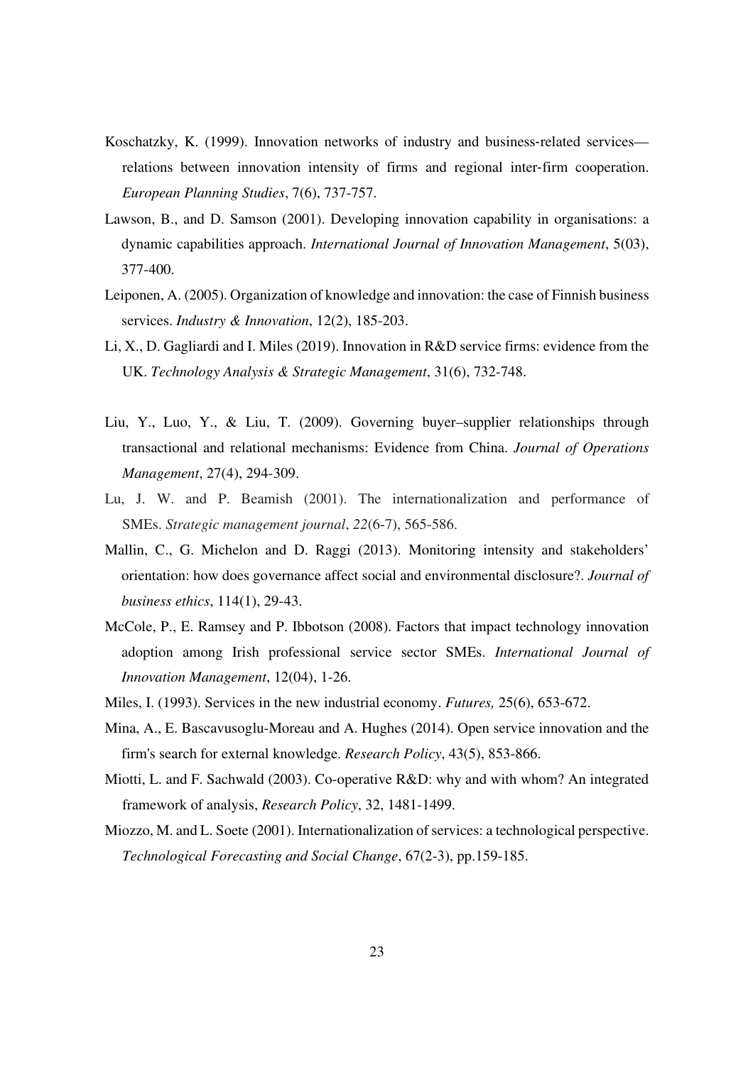Koschatzky, K. (1999). Innovation networks of industry and business-related services—relations between innovation intensity of firms and regional inter-firm cooperation. *European Planning Studies*, 7(6), 737-757.

Lawson, B., and D. Samson (2001). Developing innovation capability in organisations: a dynamic capabilities approach. *International Journal of Innovation Management*, 5(03), 377-400.

Leiponen, A. (2005). Organization of knowledge and innovation: the case of Finnish business services. *Industry & Innovation*, 12(2), 185-203.

Li, X., D. Gagliardi and I. Miles (2019). Innovation in R&D service firms: evidence from the UK. *Technology Analysis & Strategic Management*, 31(6), 732-748.

Liu, Y., Luo, Y., & Liu, T. (2009). Governing buyer–supplier relationships through transactional and relational mechanisms: Evidence from China. *Journal of Operations Management*, 27(4), 294-309.

Lu, J. W. and P. Beamish (2001). The internationalization and performance of SMEs. *Strategic management journal*, *22*(6-7), 565-586.

Mallin, C., G. Michelon and D. Raggi (2013). Monitoring intensity and stakeholders' orientation: how does governance affect social and environmental disclosure?. *Journal of business ethics*, 114(1), 29-43.

McCole, P., E. Ramsey and P. Ibbotson (2008). Factors that impact technology innovation adoption among Irish professional service sector SMEs. *International Journal of Innovation Management*, 12(04), 1-26.

Miles, I. (1993). Services in the new industrial economy. *Futures,* 25(6), 653-672.

Mina, A., E. Bascavusoglu-Moreau and A. Hughes (2014). Open service innovation and the firm's search for external knowledge. *Research Policy*, 43(5), 853-866.

Miotti, L. and F. Sachwald (2003). Co-operative R&D: why and with whom? An integrated framework of analysis, *Research Policy*, 32, 1481-1499.

Miozzo, M. and L. Soete (2001). Internationalization of services: a technological perspective. *Technological Forecasting and Social Change*, 67(2-3), pp.159-185.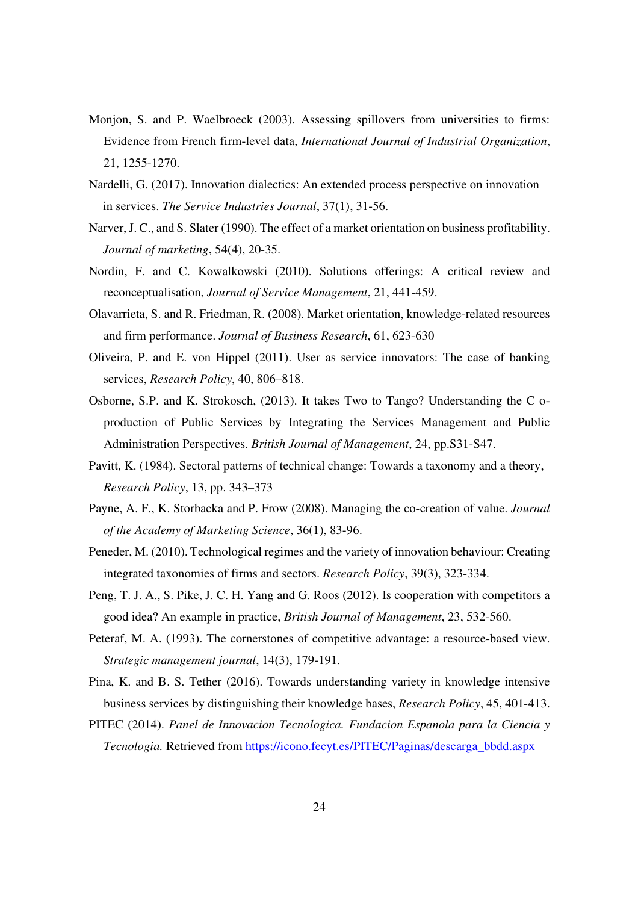Monjon, S. and P. Waelbroeck (2003). Assessing spillovers from universities to firms: Evidence from French firm-level data, *International Journal of Industrial Organization*, 21, 1255-1270.

Nardelli, G. (2017). Innovation dialectics: An extended process perspective on innovation in services. *The Service Industries Journal*, 37(1), 31-56.

Narver, J. C., and S. Slater (1990). The effect of a market orientation on business profitability. *Journal of marketing*, 54(4), 20-35.

Nordin, F. and C. Kowalkowski (2010). Solutions offerings: A critical review and reconceptualisation, *Journal of Service Management*, 21, 441-459.

Olavarrieta, S. and R. Friedman, R. (2008). Market orientation, knowledge-related resources and firm performance. *Journal of Business Research*, 61, 623-630

Oliveira, P. and E. von Hippel (2011). User as service innovators: The case of banking services, *Research Policy*, 40, 806–818.

Osborne, S.P. and K. Strokosch, (2013). It takes Two to Tango? Understanding the C o-production of Public Services by Integrating the Services Management and Public Administration Perspectives. *British Journal of Management*, 24, pp.S31-S47.

Pavitt, K. (1984). Sectoral patterns of technical change: Towards a taxonomy and a theory, *Research Policy*, 13, pp. 343–373

Payne, A. F., K. Storbacka and P. Frow (2008). Managing the co-creation of value. *Journal of the Academy of Marketing Science*, 36(1), 83-96.

Peneder, M. (2010). Technological regimes and the variety of innovation behaviour: Creating integrated taxonomies of firms and sectors. *Research Policy*, 39(3), 323-334.

Peng, T. J. A., S. Pike, J. C. H. Yang and G. Roos (2012). Is cooperation with competitors a good idea? An example in practice, *British Journal of Management*, 23, 532-560.

Peteraf, M. A. (1993). The cornerstones of competitive advantage: a resource‐based view. *Strategic management journal*, 14(3), 179-191.

Pina, K. and B. S. Tether (2016). Towards understanding variety in knowledge intensive business services by distinguishing their knowledge bases, *Research Policy*, 45, 401-413.

PITEC (2014). *Panel de Innovacion Tecnologica. Fundacion Espanola para la Ciencia y Tecnologia.* Retrieved from https://icono.fecyt.es/PITEC/Paginas/descarga_bbdd.aspx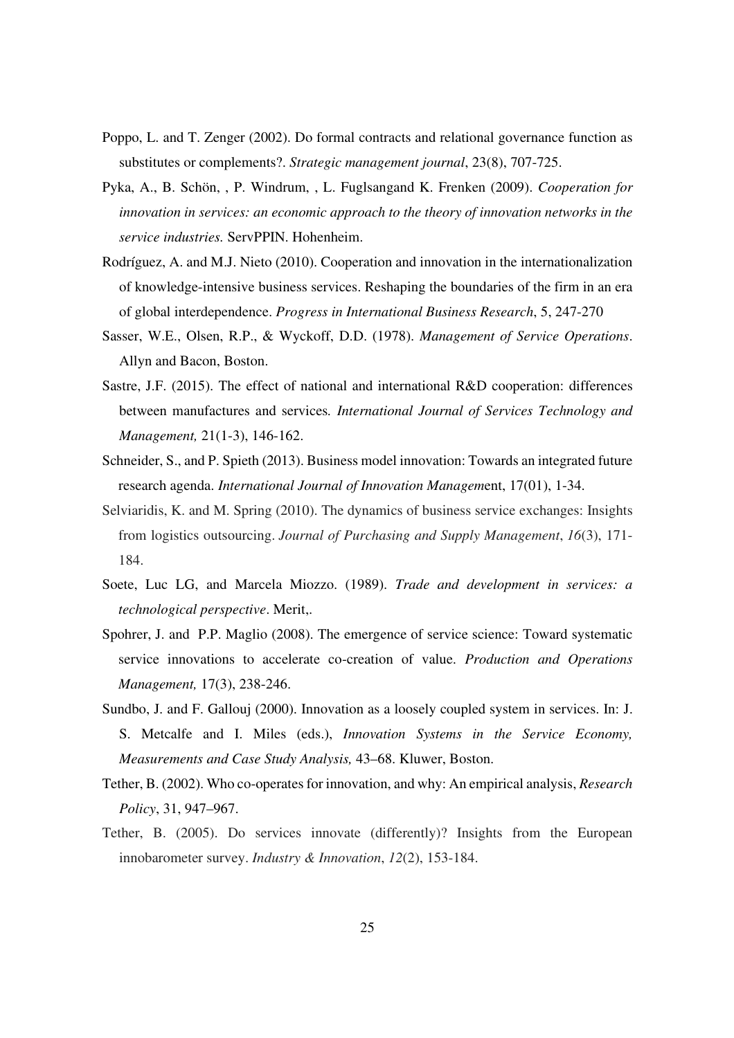Poppo, L. and T. Zenger (2002). Do formal contracts and relational governance function as substitutes or complements?. *Strategic management journal*, 23(8), 707-725.

Pyka, A., B. Schön, , P. Windrum, , L. Fuglsangand K. Frenken (2009). *Cooperation for innovation in services: an economic approach to the theory of innovation networks in the service industries.* ServPPIN. Hohenheim.

Rodríguez, A. and M.J. Nieto (2010). Cooperation and innovation in the internationalization of knowledge-intensive business services. Reshaping the boundaries of the firm in an era of global interdependence. *Progress in International Business Research*, 5, 247-270

Sasser, W.E., Olsen, R.P., & Wyckoff, D.D. (1978). *Management of Service Operations*. Allyn and Bacon, Boston.

Sastre, J.F. (2015). The effect of national and international R&D cooperation: differences between manufactures and services*. International Journal of Services Technology and Management,* 21(1-3), 146-162.

Schneider, S., and P. Spieth (2013). Business model innovation: Towards an integrated future research agenda. *International Journal of Innovation Managem*ent, 17(01), 1-34.

Selviaridis, K. and M. Spring (2010). The dynamics of business service exchanges: Insights from logistics outsourcing. *Journal of Purchasing and Supply Management*, *16*(3), 171-184.

Soete, Luc LG, and Marcela Miozzo. (1989). *Trade and development in services: a technological perspective*. Merit,.

Spohrer, J. and P.P. Maglio (2008). The emergence of service science: Toward systematic service innovations to accelerate co-creation of value. *Production and Operations Management,* 17(3), 238-246.

Sundbo, J. and F. Gallouj (2000). Innovation as a loosely coupled system in services. In: J. S. Metcalfe and I. Miles (eds.), *Innovation Systems in the Service Economy, Measurements and Case Study Analysis,* 43–68. Kluwer, Boston.

Tether, B. (2002). Who co-operates for innovation, and why: An empirical analysis, *Research Policy*, 31, 947–967.

Tether, B. (2005). Do services innovate (differently)? Insights from the European innobarometer survey. *Industry & Innovation*, *12*(2), 153-184.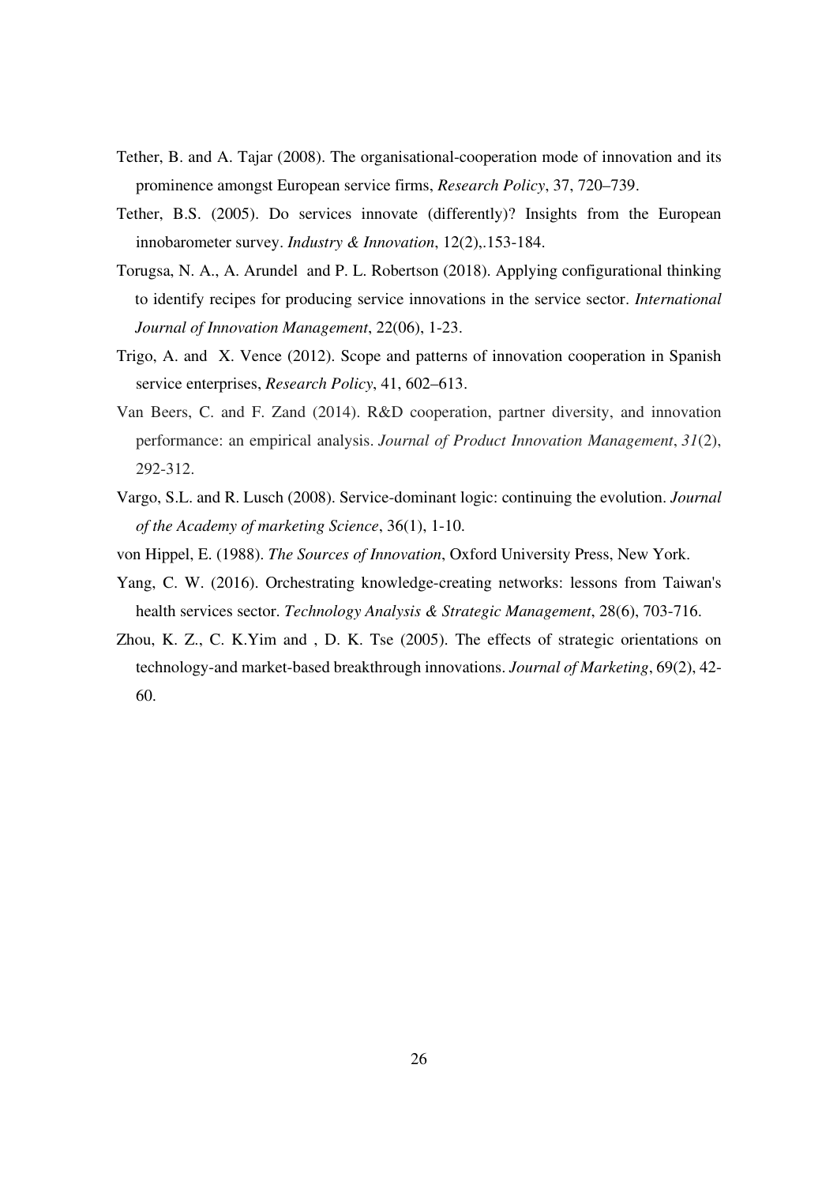Tether, B. and A. Tajar (2008). The organisational-cooperation mode of innovation and its prominence amongst European service firms, *Research Policy*, 37, 720–739.

Tether, B.S. (2005). Do services innovate (differently)? Insights from the European innobarometer survey. *Industry & Innovation*, 12(2),.153-184.

Torugsa, N. A., A. Arundel and P. L. Robertson (2018). Applying configurational thinking to identify recipes for producing service innovations in the service sector. *International Journal of Innovation Management*, 22(06), 1-23.

Trigo, A. and X. Vence (2012). Scope and patterns of innovation cooperation in Spanish service enterprises, *Research Policy*, 41, 602–613.

Van Beers, C. and F. Zand (2014). R&D cooperation, partner diversity, and innovation performance: an empirical analysis. *Journal of Product Innovation Management*, *31*(2), 292-312.

Vargo, S.L. and R. Lusch (2008). Service-dominant logic: continuing the evolution. *Journal of the Academy of marketing Science*, 36(1), 1-10.

von Hippel, E. (1988). *The Sources of Innovation*, Oxford University Press, New York.

Yang, C. W. (2016). Orchestrating knowledge-creating networks: lessons from Taiwan's health services sector. *Technology Analysis & Strategic Management*, 28(6), 703-716.

Zhou, K. Z., C. K.Yim and , D. K. Tse (2005). The effects of strategic orientations on technology-and market-based breakthrough innovations. *Journal of Marketing*, 69(2), 42-60.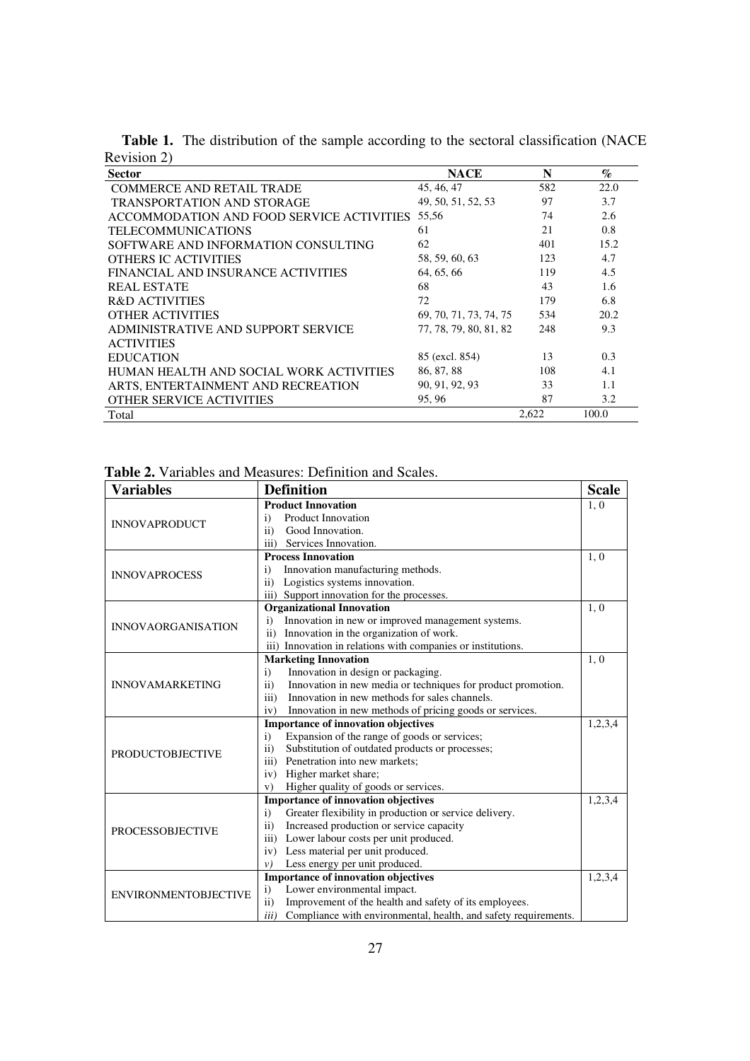**Table 1.** The distribution of the sample according to the sectoral classification (NACE Revision 2)

| Sector | NACE | N | % |
|---|---|---|---|
| COMMERCE AND RETAIL TRADE | 45, 46, 47 | 582 | 22.0 |
| TRANSPORTATION AND STORAGE | 49, 50, 51, 52, 53 | 97 | 3.7 |
| ACCOMMODATION AND FOOD SERVICE ACTIVITIES | 55,56 | 74 | 2.6 |
| TELECOMMUNICATIONS | 61 | 21 | 0.8 |
| SOFTWARE AND INFORMATION CONSULTING | 62 | 401 | 15.2 |
| OTHERS IC ACTIVITIES | 58, 59, 60, 63 | 123 | 4.7 |
| FINANCIAL AND INSURANCE ACTIVITIES | 64, 65, 66 | 119 | 4.5 |
| REAL ESTATE | 68 | 43 | 1.6 |
| R&D ACTIVITIES | 72 | 179 | 6.8 |
| OTHER ACTIVITIES | 69, 70, 71, 73, 74, 75 | 534 | 20.2 |
| ADMINISTRATIVE AND SUPPORT SERVICE ACTIVITIES | 77, 78, 79, 80, 81, 82 | 248 | 9.3 |
| EDUCATION | 85 (excl. 854) | 13 | 0.3 |
| HUMAN HEALTH AND SOCIAL WORK ACTIVITIES | 86, 87, 88 | 108 | 4.1 |
| ARTS, ENTERTAINMENT AND RECREATION | 90, 91, 92, 93 | 33 | 1.1 |
| OTHER SERVICE ACTIVITIES | 95, 96 | 87 | 3.2 |
| Total | | 2,622 | 100.0 |

**Table 2.** Variables and Measures: Definition and Scales.

| Variables | Definition | Scale |
|---|---|---|
| INNOVAPRODUCT | **Product Innovation**<br>i) Product Innovation<br>ii) Good Innovation.<br>iii) Services Innovation. | 1, 0 |
| INNOVAPROCESS | **Process Innovation**<br>i) Innovation manufacturing methods.<br>ii) Logistics systems innovation.<br>iii) Support innovation for the processes. | 1, 0 |
| INNOVAORGANISATION | **Organizational Innovation**<br>i) Innovation in new or improved management systems.<br>ii) Innovation in the organization of work.<br>iii) Innovation in relations with companies or institutions. | 1, 0 |
| INNOVAMARKETING | **Marketing Innovation**<br>i) Innovation in design or packaging.<br>ii) Innovation in new media or techniques for product promotion.<br>iii) Innovation in new methods for sales channels.<br>iv) Innovation in new methods of pricing goods or services. | 1, 0 |
| PRODUCTOBJECTIVE | **Importance of innovation objectives**<br>i) Expansion of the range of goods or services;<br>ii) Substitution of outdated products or processes;<br>iii) Penetration into new markets;<br>iv) Higher market share;<br>v) Higher quality of goods or services. | 1,2,3,4 |
| PROCESSOBJECTIVE | **Importance of innovation objectives**<br>i) Greater flexibility in production or service delivery.<br>ii) Increased production or service capacity<br>iii) Lower labour costs per unit produced.<br>iv) Less material per unit produced.<br>*v)* Less energy per unit produced. | 1,2,3,4 |
| ENVIRONMENTOBJECTIVE | **Importance of innovation objectives**<br>i) Lower environmental impact.<br>ii) Improvement of the health and safety of its employees.<br>*iii)* Compliance with environmental, health, and safety requirements. | 1,2,3,4 |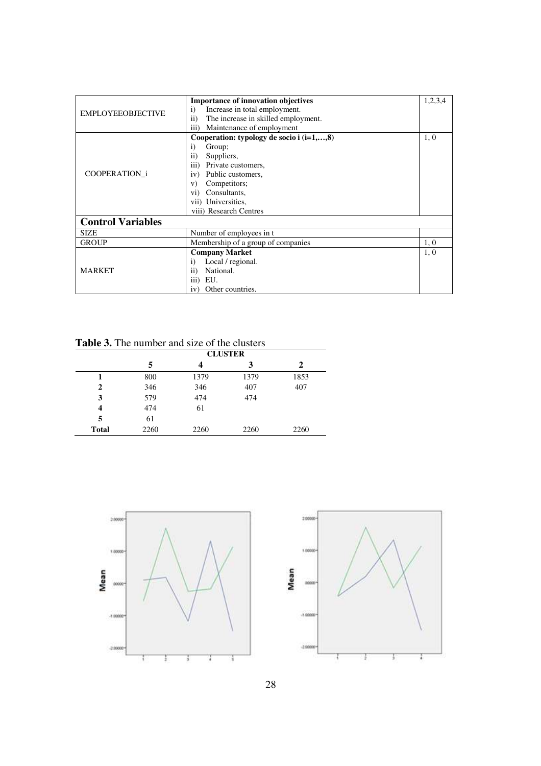| | | |
|---|---|---|
| EMPLOYEEOBJECTIVE | **Importance of innovation objectives**<br>i) Increase in total employment.<br>ii) The increase in skilled employment.<br>iii) Maintenance of employment | 1,2,3,4 |
| COOPERATION_i | **Cooperation: typology de socio i (i=1,…,8)**<br>i) Group;<br>ii) Suppliers,<br>iii) Private customers,<br>iv) Public customers,<br>v) Competitors;<br>vi) Consultants,<br>vii) Universities,<br>viii) Research Centres | 1, 0 |
| **Control Variables** | | |
| SIZE | Number of employees in t | |
| GROUP | Membership of a group of companies | 1, 0 |
| MARKET | **Company Market**<br>i) Local / regional.<br>ii) National.<br>iii) EU.<br>iv) Other countries. | 1, 0 |

**Table 3.** The number and size of the clusters

| | CLUSTER | | | |
|---|---|---|---|---|
| | **5** | **4** | **3** | **2** |
| **1** | 800 | 1379 | 1379 | 1853 |
| **2** | 346 | 346 | 407 | 407 |
| **3** | 579 | 474 | 474 | |
| **4** | 474 | 61 | | |
| **5** | 61 | | | |
| **Total** | 2260 | 2260 | 2260 | 2260 |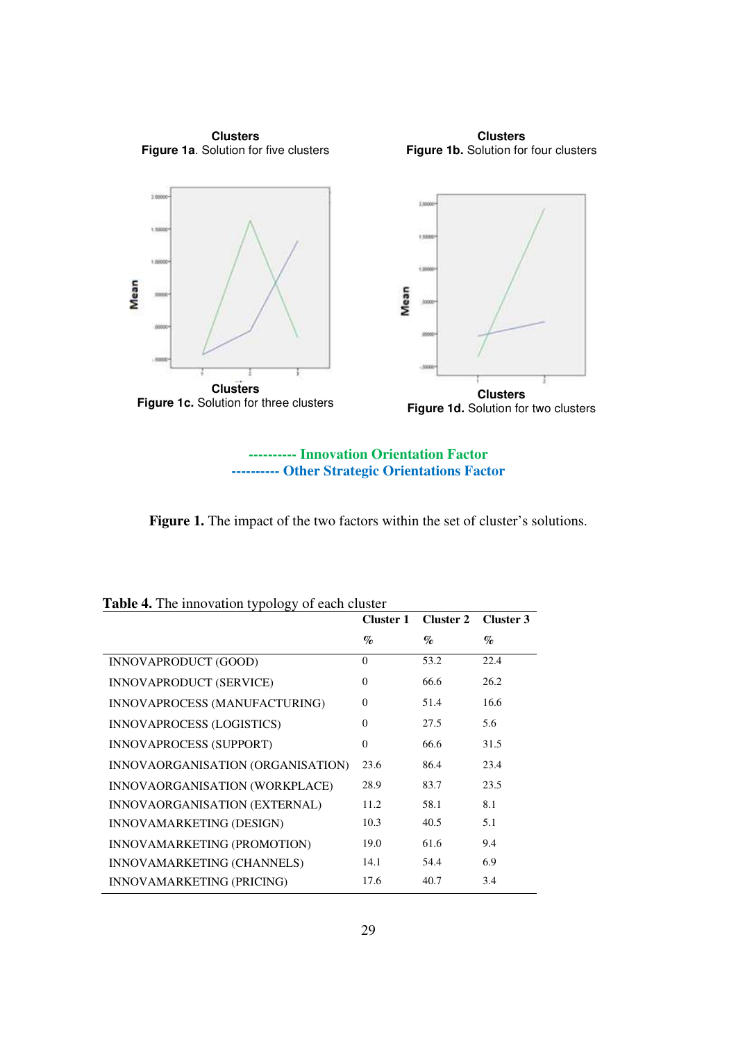**Clusters**
**Figure 1a**. Solution for five clusters

**Clusters**
**Figure 1b.** Solution for four clusters

**Clusters**
**Figure 1c.** Solution for three clusters

**Clusters**
**Figure 1d.** Solution for two clusters

---------- Innovation Orientation Factor
---------- Other Strategic Orientations Factor

**Figure 1.** The impact of the two factors within the set of cluster's solutions.

**Table 4.** The innovation typology of each cluster

| | Cluster 1 | Cluster 2 | Cluster 3 |
|---|---|---|---|
| | % | % | % |
| INNOVAPRODUCT (GOOD) | 0 | 53.2 | 22.4 |
| INNOVAPRODUCT (SERVICE) | 0 | 66.6 | 26.2 |
| INNOVAPROCESS (MANUFACTURING) | 0 | 51.4 | 16.6 |
| INNOVAPROCESS (LOGISTICS) | 0 | 27.5 | 5.6 |
| INNOVAPROCESS (SUPPORT) | 0 | 66.6 | 31.5 |
| INNOVAORGANISATION (ORGANISATION) | 23.6 | 86.4 | 23.4 |
| INNOVAORGANISATION (WORKPLACE) | 28.9 | 83.7 | 23.5 |
| INNOVAORGANISATION (EXTERNAL) | 11.2 | 58.1 | 8.1 |
| INNOVAMARKETING (DESIGN) | 10.3 | 40.5 | 5.1 |
| INNOVAMARKETING (PROMOTION) | 19.0 | 61.6 | 9.4 |
| INNOVAMARKETING (CHANNELS) | 14.1 | 54.4 | 6.9 |
| INNOVAMARKETING (PRICING) | 17.6 | 40.7 | 3.4 |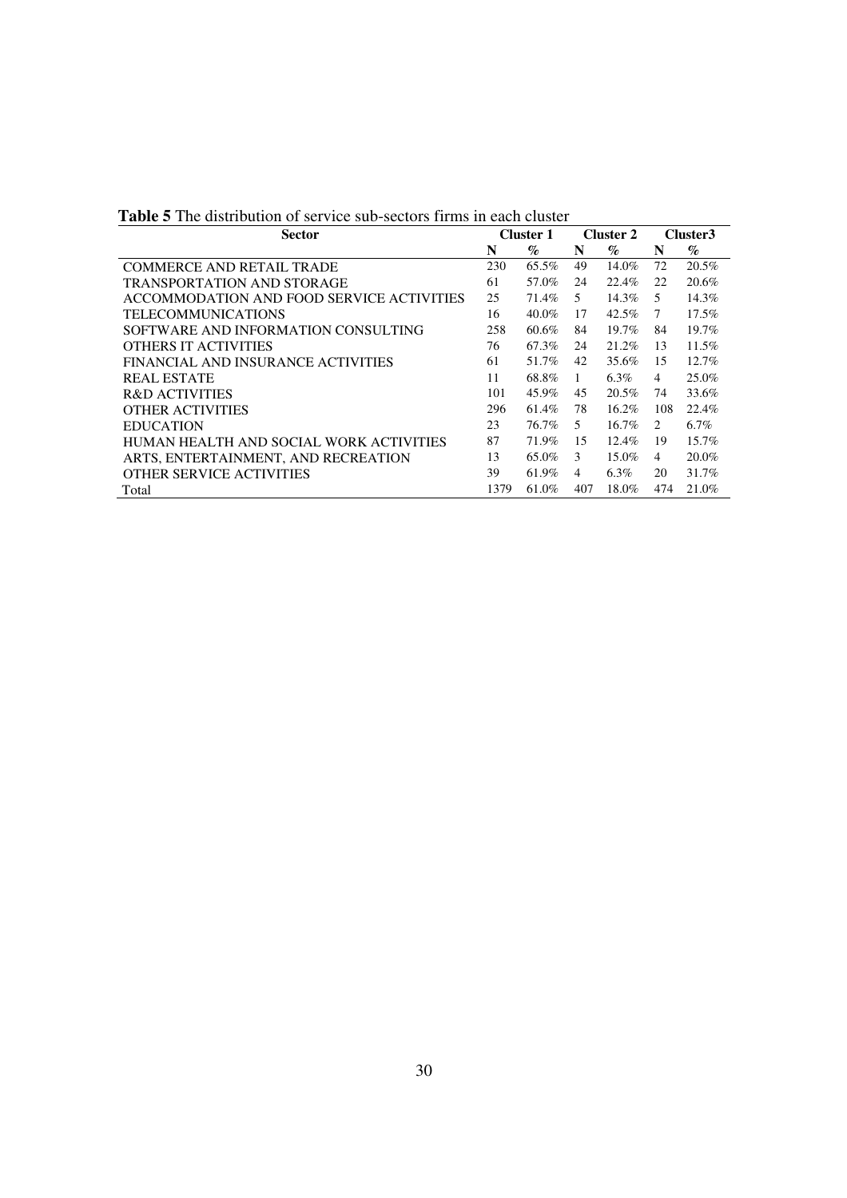**Table 5** The distribution of service sub-sectors firms in each cluster

| Sector | Cluster 1 | | Cluster 2 | | Cluster3 | |
|---|---|---|---|---|---|---|
| | N | % | N | % | N | % |
| COMMERCE AND RETAIL TRADE | 230 | 65.5% | 49 | 14.0% | 72 | 20.5% |
| TRANSPORTATION AND STORAGE | 61 | 57.0% | 24 | 22.4% | 22 | 20.6% |
| ACCOMMODATION AND FOOD SERVICE ACTIVITIES | 25 | 71.4% | 5 | 14.3% | 5 | 14.3% |
| TELECOMMUNICATIONS | 16 | 40.0% | 17 | 42.5% | 7 | 17.5% |
| SOFTWARE AND INFORMATION CONSULTING | 258 | 60.6% | 84 | 19.7% | 84 | 19.7% |
| OTHERS IT ACTIVITIES | 76 | 67.3% | 24 | 21.2% | 13 | 11.5% |
| FINANCIAL AND INSURANCE ACTIVITIES | 61 | 51.7% | 42 | 35.6% | 15 | 12.7% |
| REAL ESTATE | 11 | 68.8% | 1 | 6.3% | 4 | 25.0% |
| R&D ACTIVITIES | 101 | 45.9% | 45 | 20.5% | 74 | 33.6% |
| OTHER ACTIVITIES | 296 | 61.4% | 78 | 16.2% | 108 | 22.4% |
| EDUCATION | 23 | 76.7% | 5 | 16.7% | 2 | 6.7% |
| HUMAN HEALTH AND SOCIAL WORK ACTIVITIES | 87 | 71.9% | 15 | 12.4% | 19 | 15.7% |
| ARTS, ENTERTAINMENT, AND RECREATION | 13 | 65.0% | 3 | 15.0% | 4 | 20.0% |
| OTHER SERVICE ACTIVITIES | 39 | 61.9% | 4 | 6.3% | 20 | 31.7% |
| Total | 1379 | 61.0% | 407 | 18.0% | 474 | 21.0% |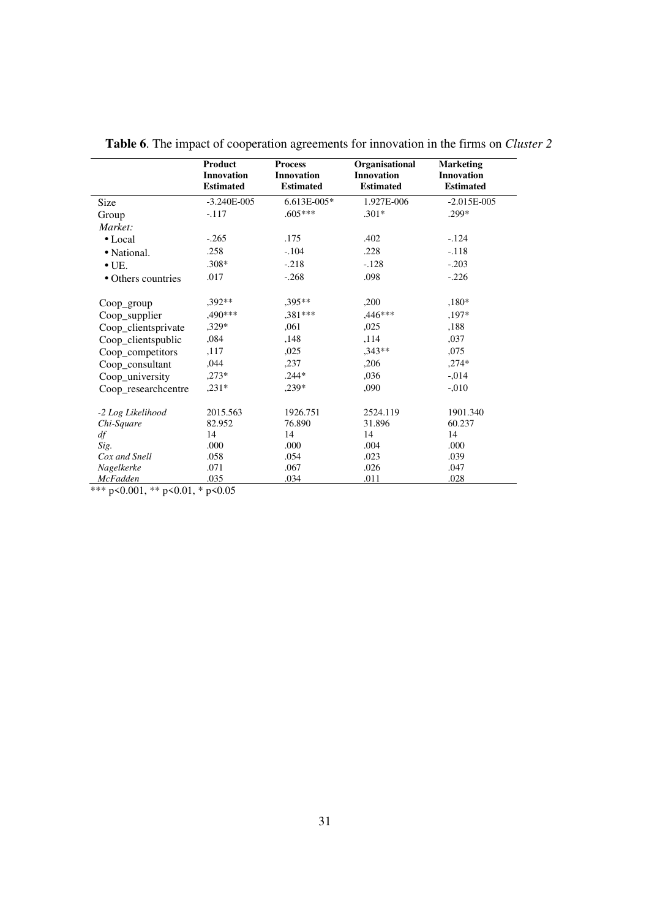**Table 6**. The impact of cooperation agreements for innovation in the firms on *Cluster 2*

| | **Product Innovation Estimated** | **Process Innovation Estimated** | **Organisational Innovation Estimated** | **Marketing Innovation Estimated** |
|---|---|---|---|---|
| Size | -3.240E-005 | 6.613E-005* | 1.927E-006 | -2.015E-005 |
| Group | -.117 | .605*** | .301* | .299* |
| *Market:* | | | | |
| • Local | -.265 | .175 | .402 | -.124 |
| • National. | .258 | -.104 | .228 | -.118 |
| • UE. | .308* | -.218 | -.128 | -.203 |
| • Others countries | .017 | -.268 | .098 | -.226 |
| Coop_group | ,392** | ,395** | ,200 | ,180* |
| Coop_supplier | ,490*** | ,381*** | ,446*** | ,197* |
| Coop_clientsprivate | ,329* | ,061 | ,025 | ,188 |
| Coop_clientspublic | ,084 | ,148 | ,114 | ,037 |
| Coop_competitors | ,117 | ,025 | ,343** | ,075 |
| Coop_consultant | ,044 | ,237 | ,206 | ,274* |
| Coop_university | ,273* | .244* | ,036 | -,014 |
| Coop_researchcentre | ,231* | ,239* | ,090 | -,010 |
| *-2 Log Likelihood* | 2015.563 | 1926.751 | 2524.119 | 1901.340 |
| *Chi-Square* | 82.952 | 76.890 | 31.896 | 60.237 |
| *df* | 14 | 14 | 14 | 14 |
| *Sig.* | .000 | .000 | .004 | .000 |
| *Cox and Snell* | .058 | .054 | .023 | .039 |
| *Nagelkerke* | .071 | .067 | .026 | .047 |
| *McFadden* | .035 | .034 | .011 | .028 |

*** $p<0.001$, ** $p<0.01$, * $p<0.05$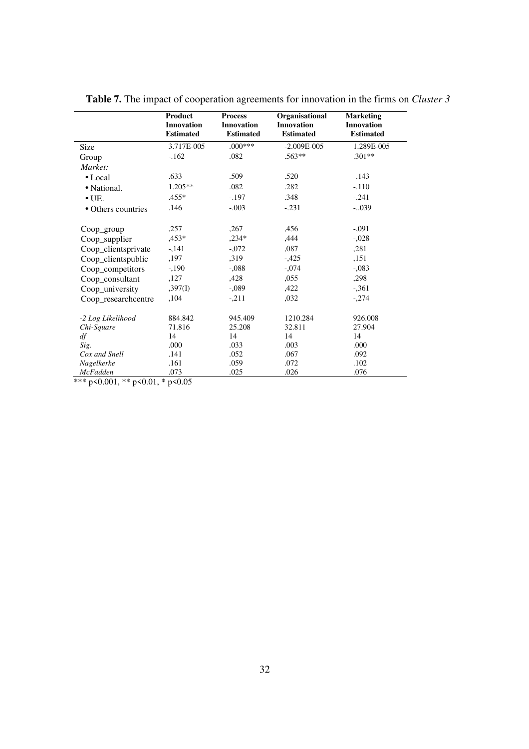**Table 7.** The impact of cooperation agreements for innovation in the firms on *Cluster 3*

| | **Product Innovation Estimated** | **Process Innovation Estimated** | **Organisational Innovation Estimated** | **Marketing Innovation Estimated** |
|---|---|---|---|---|
| Size | 3.717E-005 | .000*** | -2.009E-005 | 1.289E-005 |
| Group | -.162 | .082 | .563** | .301** |
| *Market:* | | | | |
| • Local | .633 | .509 | .520 | -.143 |
| • National. | 1.205** | .082 | .282 | -.110 |
| • UE. | .455* | -.197 | .348 | -.241 |
| • Others countries | .146 | -.003 | -.231 | -..039 |
| Coop_group | ,257 | ,267 | ,456 | -,091 |
| Coop_supplier | ,453* | ,234* | ,444 | -,028 |
| Coop_clientsprivate | -,141 | -,072 | ,087 | ,281 |
| Coop_clientspublic | ,197 | ,319 | -,425 | ,151 |
| Coop_competitors | -,190 | -,088 | -,074 | -,083 |
| Coop_consultant | ,127 | ,428 | ,055 | ,298 |
| Coop_university | ,397(I) | -,089 | ,422 | -,361 |
| Coop_researchcentre | ,104 | -,211 | ,032 | -,274 |
| *-2 Log Likelihood* | 884.842 | 945.409 | 1210.284 | 926.008 |
| *Chi-Square* | 71.816 | 25.208 | 32.811 | 27.904 |
| *df* | 14 | 14 | 14 | 14 |
| *Sig.* | .000 | .033 | .003 | .000 |
| *Cox and Snell* | .141 | .052 | .067 | .092 |
| *Nagelkerke* | .161 | .059 | .072 | .102 |
| *McFadden* | .073 | .025 | .026 | .076 |

*** $p<0.001$, ** $p<0.01$, * $p<0.05$